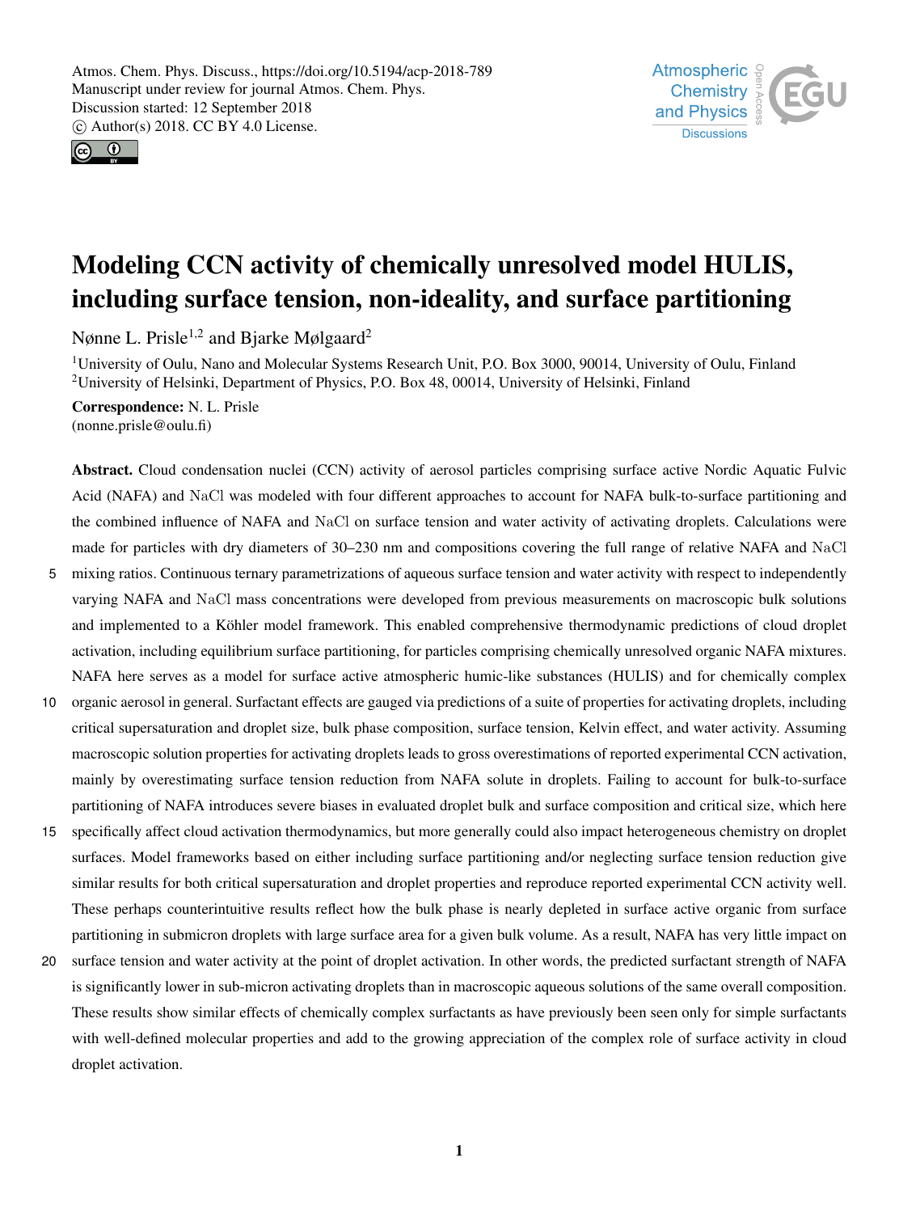# Modeling CCN activity of chemically unresolved model HULIS, including surface tension, non-ideality, and surface partitioning

Nønne L. Prisle[1,2] and Bjarke Mølgaard[2]

[1]University of Oulu, Nano and Molecular Systems Research Unit, P.O. Box 3000, 90014, University of Oulu, Finland
[2]University of Helsinki, Department of Physics, P.O. Box 48, 00014, University of Helsinki, Finland

**Correspondence:** N. L. Prisle (nonne.prisle@oulu.fi)

**Abstract.** Cloud condensation nuclei (CCN) activity of aerosol particles comprising surface active Nordic Aquatic Fulvic Acid (NAFA) and NaCl was modeled with four different approaches to account for NAFA bulk-to-surface partitioning and the combined influence of NAFA and NaCl on surface tension and water activity of activating droplets. Calculations were made for particles with dry diameters of 30–230 nm and compositions covering the full range of relative NAFA and NaCl mixing ratios. Continuous ternary parametrizations of aqueous surface tension and water activity with respect to independently varying NAFA and NaCl mass concentrations were developed from previous measurements on macroscopic bulk solutions and implemented to a Köhler model framework. This enabled comprehensive thermodynamic predictions of cloud droplet activation, including equilibrium surface partitioning, for particles comprising chemically unresolved organic NAFA mixtures. NAFA here serves as a model for surface active atmospheric humic-like substances (HULIS) and for chemically complex organic aerosol in general. Surfactant effects are gauged via predictions of a suite of properties for activating droplets, including critical supersaturation and droplet size, bulk phase composition, surface tension, Kelvin effect, and water activity. Assuming macroscopic solution properties for activating droplets leads to gross overestimations of reported experimental CCN activation, mainly by overestimating surface tension reduction from NAFA solute in droplets. Failing to account for bulk-to-surface partitioning of NAFA introduces severe biases in evaluated droplet bulk and surface composition and critical size, which here specifically affect cloud activation thermodynamics, but more generally could also impact heterogeneous chemistry on droplet surfaces. Model frameworks based on either including surface partitioning and/or neglecting surface tension reduction give similar results for both critical supersaturation and droplet properties and reproduce reported experimental CCN activity well. These perhaps counterintuitive results reflect how the bulk phase is nearly depleted in surface active organic from surface partitioning in submicron droplets with large surface area for a given bulk volume. As a result, NAFA has very little impact on surface tension and water activity at the point of droplet activation. In other words, the predicted surfactant strength of NAFA is significantly lower in sub-micron activating droplets than in macroscopic aqueous solutions of the same overall composition. These results show similar effects of chemically complex surfactants as have previously been seen only for simple surfactants with well-defined molecular properties and add to the growing appreciation of the complex role of surface activity in cloud droplet activation.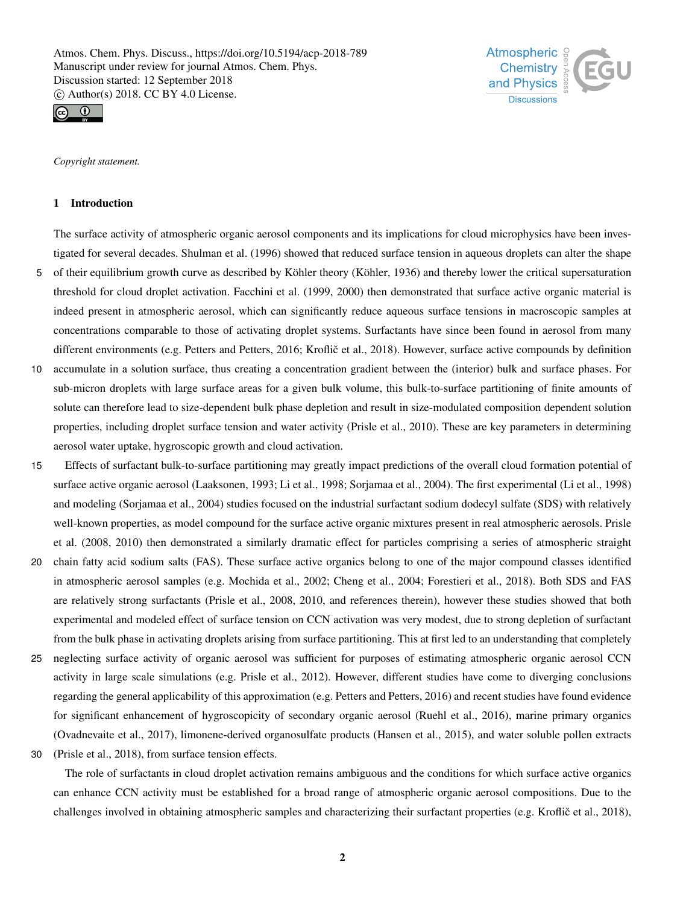*Copyright statement.*

## 1 Introduction

The surface activity of atmospheric organic aerosol components and its implications for cloud microphysics have been investigated for several decades. Shulman et al. (1996) showed that reduced surface tension in aqueous droplets can alter the shape of their equilibrium growth curve as described by Köhler theory (Köhler, 1936) and thereby lower the critical supersaturation threshold for cloud droplet activation. Facchini et al. (1999, 2000) then demonstrated that surface active organic material is indeed present in atmospheric aerosol, which can significantly reduce aqueous surface tensions in macroscopic samples at concentrations comparable to those of activating droplet systems. Surfactants have since been found in aerosol from many different environments (e.g. Petters and Petters, 2016; Kroflič et al., 2018). However, surface active compounds by definition accumulate in a solution surface, thus creating a concentration gradient between the (interior) bulk and surface phases. For sub-micron droplets with large surface areas for a given bulk volume, this bulk-to-surface partitioning of finite amounts of solute can therefore lead to size-dependent bulk phase depletion and result in size-modulated composition dependent solution properties, including droplet surface tension and water activity (Prisle et al., 2010). These are key parameters in determining aerosol water uptake, hygroscopic growth and cloud activation.

Effects of surfactant bulk-to-surface partitioning may greatly impact predictions of the overall cloud formation potential of surface active organic aerosol (Laaksonen, 1993; Li et al., 1998; Sorjamaa et al., 2004). The first experimental (Li et al., 1998) and modeling (Sorjamaa et al., 2004) studies focused on the industrial surfactant sodium dodecyl sulfate (SDS) with relatively well-known properties, as model compound for the surface active organic mixtures present in real atmospheric aerosols. Prisle et al. (2008, 2010) then demonstrated a similarly dramatic effect for particles comprising a series of atmospheric straight chain fatty acid sodium salts (FAS). These surface active organics belong to one of the major compound classes identified in atmospheric aerosol samples (e.g. Mochida et al., 2002; Cheng et al., 2004; Forestieri et al., 2018). Both SDS and FAS are relatively strong surfactants (Prisle et al., 2008, 2010, and references therein), however these studies showed that both experimental and modeled effect of surface tension on CCN activation was very modest, due to strong depletion of surfactant from the bulk phase in activating droplets arising from surface partitioning. This at first led to an understanding that completely neglecting surface activity of organic aerosol was sufficient for purposes of estimating atmospheric organic aerosol CCN activity in large scale simulations (e.g. Prisle et al., 2012). However, different studies have come to diverging conclusions regarding the general applicability of this approximation (e.g. Petters and Petters, 2016) and recent studies have found evidence for significant enhancement of hygroscopicity of secondary organic aerosol (Ruehl et al., 2016), marine primary organics (Ovadnevaite et al., 2017), limonene-derived organosulfate products (Hansen et al., 2015), and water soluble pollen extracts (Prisle et al., 2018), from surface tension effects.

The role of surfactants in cloud droplet activation remains ambiguous and the conditions for which surface active organics can enhance CCN activity must be established for a broad range of atmospheric organic aerosol compositions. Due to the challenges involved in obtaining atmospheric samples and characterizing their surfactant properties (e.g. Kroflič et al., 2018),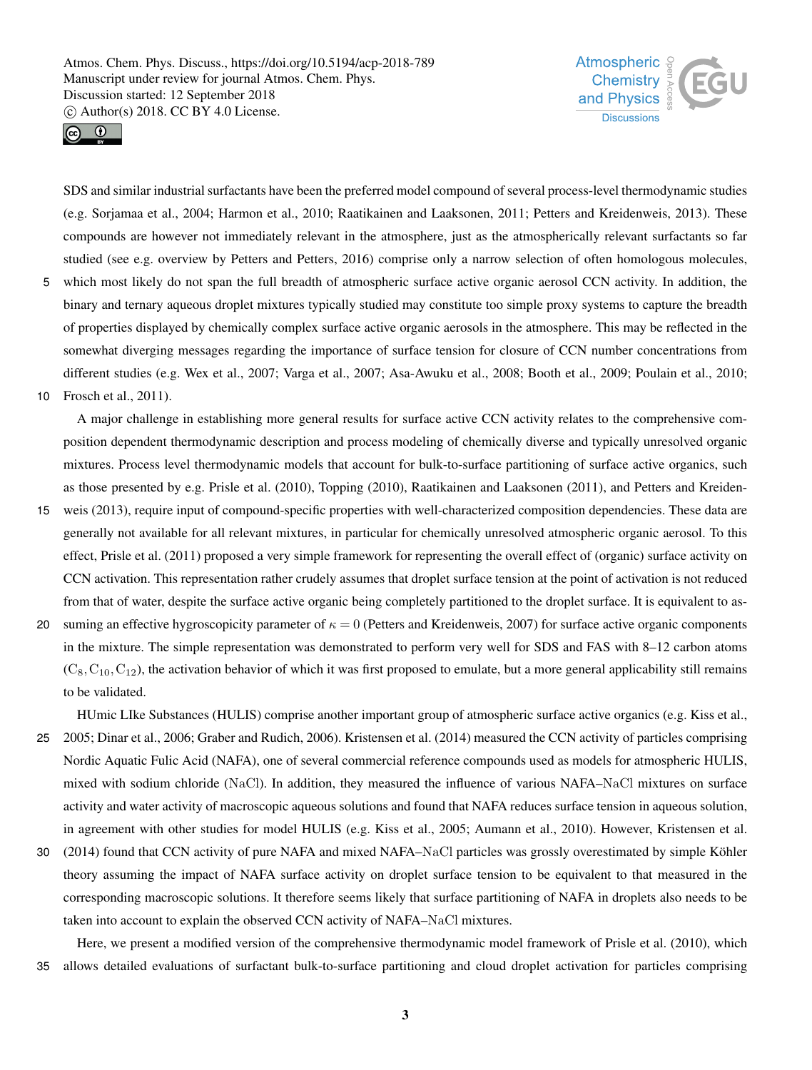SDS and similar industrial surfactants have been the preferred model compound of several process-level thermodynamic studies (e.g. Sorjamaa et al., 2004; Harmon et al., 2010; Raatikainen and Laaksonen, 2011; Petters and Kreidenweis, 2013). These compounds are however not immediately relevant in the atmosphere, just as the atmospherically relevant surfactants so far studied (see e.g. overview by Petters and Petters, 2016) comprise only a narrow selection of often homologous molecules, which most likely do not span the full breadth of atmospheric surface active organic aerosol CCN activity. In addition, the binary and ternary aqueous droplet mixtures typically studied may constitute too simple proxy systems to capture the breadth of properties displayed by chemically complex surface active organic aerosols in the atmosphere. This may be reflected in the somewhat diverging messages regarding the importance of surface tension for closure of CCN number concentrations from different studies (e.g. Wex et al., 2007; Varga et al., 2007; Asa-Awuku et al., 2008; Booth et al., 2009; Poulain et al., 2010; Frosch et al., 2011).

A major challenge in establishing more general results for surface active CCN activity relates to the comprehensive composition dependent thermodynamic description and process modeling of chemically diverse and typically unresolved organic mixtures. Process level thermodynamic models that account for bulk-to-surface partitioning of surface active organics, such as those presented by e.g. Prisle et al. (2010), Topping (2010), Raatikainen and Laaksonen (2011), and Petters and Kreidenweis (2013), require input of compound-specific properties with well-characterized composition dependencies. These data are generally not available for all relevant mixtures, in particular for chemically unresolved atmospheric organic aerosol. To this effect, Prisle et al. (2011) proposed a very simple framework for representing the overall effect of (organic) surface activity on CCN activation. This representation rather crudely assumes that droplet surface tension at the point of activation is not reduced from that of water, despite the surface active organic being completely partitioned to the droplet surface. It is equivalent to assuming an effective hygroscopicity parameter of $\kappa = 0$ (Petters and Kreidenweis, 2007) for surface active organic components in the mixture. The simple representation was demonstrated to perform very well for SDS and FAS with 8–12 carbon atoms ($C_8, C_{10}, C_{12}$), the activation behavior of which it was first proposed to emulate, but a more general applicability still remains to be validated.

HUmic LIke Substances (HULIS) comprise another important group of atmospheric surface active organics (e.g. Kiss et al., 2005; Dinar et al., 2006; Graber and Rudich, 2006). Kristensen et al. (2014) measured the CCN activity of particles comprising Nordic Aquatic Fulic Acid (NAFA), one of several commercial reference compounds used as models for atmospheric HULIS, mixed with sodium chloride ($NaCl$). In addition, they measured the influence of various NAFA–$NaCl$ mixtures on surface activity and water activity of macroscopic aqueous solutions and found that NAFA reduces surface tension in aqueous solution, in agreement with other studies for model HULIS (e.g. Kiss et al., 2005; Aumann et al., 2010). However, Kristensen et al. (2014) found that CCN activity of pure NAFA and mixed NAFA–$NaCl$ particles was grossly overestimated by simple Köhler theory assuming the impact of NAFA surface activity on droplet surface tension to be equivalent to that measured in the corresponding macroscopic solutions. It therefore seems likely that surface partitioning of NAFA in droplets also needs to be taken into account to explain the observed CCN activity of NAFA–$NaCl$ mixtures.

Here, we present a modified version of the comprehensive thermodynamic model framework of Prisle et al. (2010), which allows detailed evaluations of surfactant bulk-to-surface partitioning and cloud droplet activation for particles comprising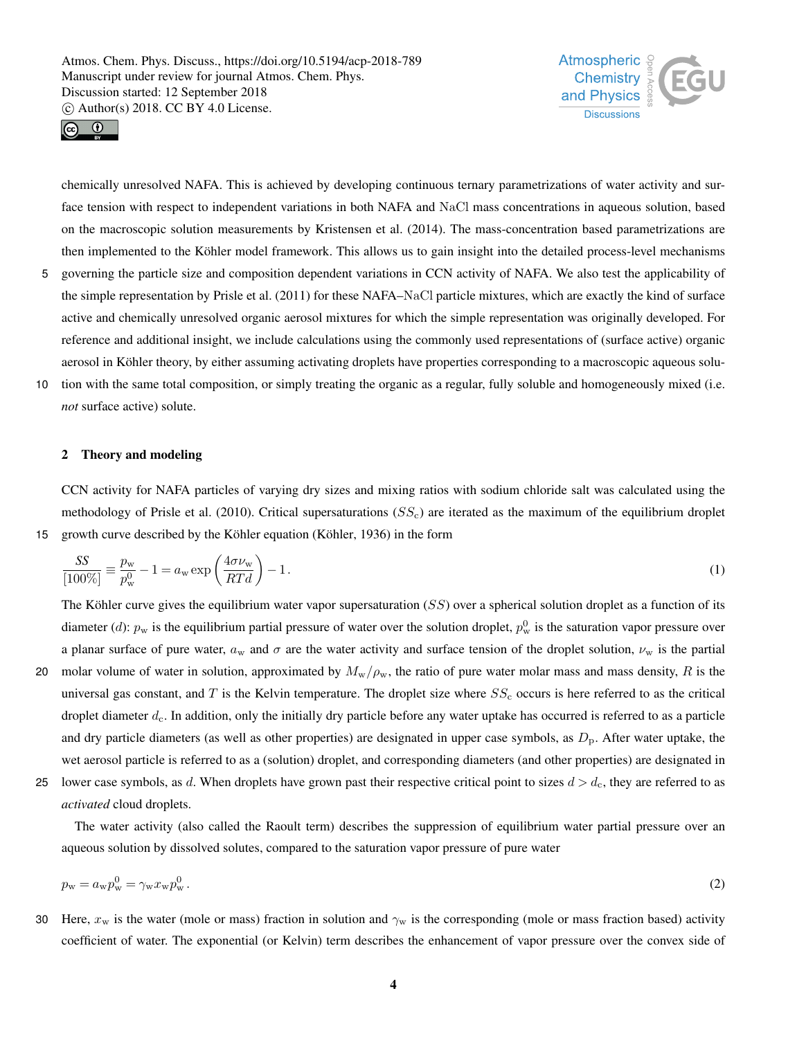chemically unresolved NAFA. This is achieved by developing continuous ternary parametrizations of water activity and surface tension with respect to independent variations in both NAFA and NaCl mass concentrations in aqueous solution, based on the macroscopic solution measurements by Kristensen et al. (2014). The mass-concentration based parametrizations are then implemented to the Köhler model framework. This allows us to gain insight into the detailed process-level mechanisms governing the particle size and composition dependent variations in CCN activity of NAFA. We also test the applicability of the simple representation by Prisle et al. (2011) for these NAFA–NaCl particle mixtures, which are exactly the kind of surface active and chemically unresolved organic aerosol mixtures for which the simple representation was originally developed. For reference and additional insight, we include calculations using the commonly used representations of (surface active) organic aerosol in Köhler theory, by either assuming activating droplets have properties corresponding to a macroscopic aqueous solution with the same total composition, or simply treating the organic as a regular, fully soluble and homogeneously mixed (i.e. *not* surface active) solute.

## 2 Theory and modeling

CCN activity for NAFA particles of varying dry sizes and mixing ratios with sodium chloride salt was calculated using the methodology of Prisle et al. (2010). Critical supersaturations ($SS_\mathrm{c}$) are iterated as the maximum of the equilibrium droplet growth curve described by the Köhler equation (Köhler, 1936) in the form

$$\frac{SS}{[100\%]} \equiv \frac{p_\mathrm{w}}{p_\mathrm{w}^0} - 1 = a_\mathrm{w} \exp\left(\frac{4\sigma\nu_\mathrm{w}}{RTd}\right) - 1 \,. \tag{1}$$

The Köhler curve gives the equilibrium water vapor supersaturation ($SS$) over a spherical solution droplet as a function of its diameter ($d$): $p_\mathrm{w}$ is the equilibrium partial pressure of water over the solution droplet, $p_\mathrm{w}^0$ is the saturation vapor pressure over a planar surface of pure water, $a_\mathrm{w}$ and $\sigma$ are the water activity and surface tension of the droplet solution, $\nu_\mathrm{w}$ is the partial molar volume of water in solution, approximated by $M_\mathrm{w}/\rho_\mathrm{w}$, the ratio of pure water molar mass and mass density, $R$ is the universal gas constant, and $T$ is the Kelvin temperature. The droplet size where $SS_\mathrm{c}$ occurs is here referred to as the critical droplet diameter $d_\mathrm{c}$. In addition, only the initially dry particle before any water uptake has occurred is referred to as a particle and dry particle diameters (as well as other properties) are designated in upper case symbols, as $D_\mathrm{p}$. After water uptake, the wet aerosol particle is referred to as a (solution) droplet, and corresponding diameters (and other properties) are designated in lower case symbols, as $d$. When droplets have grown past their respective critical point to sizes $d > d_\mathrm{c}$, they are referred to as *activated* cloud droplets.

The water activity (also called the Raoult term) describes the suppression of equilibrium water partial pressure over an aqueous solution by dissolved solutes, compared to the saturation vapor pressure of pure water

$$p_\mathrm{w} = a_\mathrm{w} p_\mathrm{w}^0 = \gamma_\mathrm{w} x_\mathrm{w} p_\mathrm{w}^0 \,. \tag{2}$$

Here, $x_\mathrm{w}$ is the water (mole or mass) fraction in solution and $\gamma_\mathrm{w}$ is the corresponding (mole or mass fraction based) activity coefficient of water. The exponential (or Kelvin) term describes the enhancement of vapor pressure over the convex side of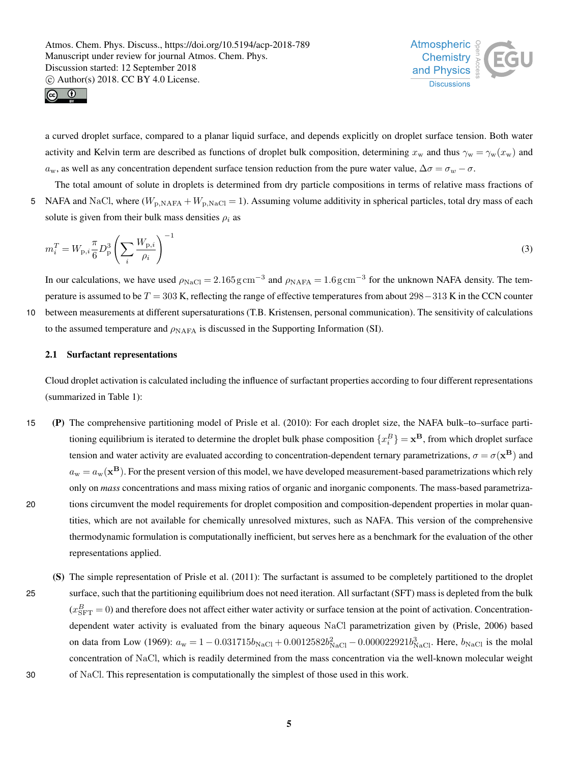a curved droplet surface, compared to a planar liquid surface, and depends explicitly on droplet surface tension. Both water activity and Kelvin term are described as functions of droplet bulk composition, determining $x_{\mathrm{w}}$ and thus $\gamma_{\mathrm{w}} = \gamma_{\mathrm{w}}(x_{\mathrm{w}})$ and $a_{\mathrm{w}}$, as well as any concentration dependent surface tension reduction from the pure water value, $\Delta\sigma = \sigma_w - \sigma$.

The total amount of solute in droplets is determined from dry particle compositions in terms of relative mass fractions of NAFA and NaCl, where ($W_{\mathrm{p,NAFA}} + W_{\mathrm{p,NaCl}} = 1$). Assuming volume additivity in spherical particles, total dry mass of each solute is given from their bulk mass densities $\rho_i$ as

$$m_i^T = W_{\mathrm{p},i} \frac{\pi}{6} D_{\mathrm{p}}^3 \left( \sum_i \frac{W_{\mathrm{p},i}}{\rho_i} \right)^{-1} \tag{3}$$

In our calculations, we have used $\rho_{\mathrm{NaCl}} = 2.165\,\mathrm{g\,cm^{-3}}$ and $\rho_{\mathrm{NAFA}} = 1.6\,\mathrm{g\,cm^{-3}}$ for the unknown NAFA density. The temperature is assumed to be $T = 303$ K, reflecting the range of effective temperatures from about $298-313$ K in the CCN counter between measurements at different supersaturations (T.B. Kristensen, personal communication). The sensitivity of calculations to the assumed temperature and $\rho_{\mathrm{NAFA}}$ is discussed in the Supporting Information (SI).

### 2.1 Surfactant representations

Cloud droplet activation is calculated including the influence of surfactant properties according to four different representations (summarized in Table 1):

**(P)** The comprehensive partitioning model of Prisle et al. (2010): For each droplet size, the NAFA bulk–to–surface partitioning equilibrium is iterated to determine the droplet bulk phase composition $\{x_i^B\} = \mathbf{x^B}$, from which droplet surface tension and water activity are evaluated according to concentration-dependent ternary parametrizations, $\sigma = \sigma(\mathbf{x^B})$ and $a_{\mathrm{w}} = a_{\mathrm{w}}(\mathbf{x^B})$. For the present version of this model, we have developed measurement-based parametrizations which rely only on *mass* concentrations and mass mixing ratios of organic and inorganic components. The mass-based parametrizations circumvent the model requirements for droplet composition and composition-dependent properties in molar quantities, which are not available for chemically unresolved mixtures, such as NAFA. This version of the comprehensive thermodynamic formulation is computationally inefficient, but serves here as a benchmark for the evaluation of the other representations applied.

**(S)** The simple representation of Prisle et al. (2011): The surfactant is assumed to be completely partitioned to the droplet surface, such that the partitioning equilibrium does not need iteration. All surfactant (SFT) mass is depleted from the bulk ($x_{\mathrm{SFT}}^B = 0$) and therefore does not affect either water activity or surface tension at the point of activation. Concentration-dependent water activity is evaluated from the binary aqueous NaCl parametrization given by (Prisle, 2006) based on data from Low (1969): $a_{\mathrm{w}} = 1 - 0.031715 b_{\mathrm{NaCl}} + 0.0012582 b_{\mathrm{NaCl}}^2 - 0.000022921 b_{\mathrm{NaCl}}^3$. Here, $b_{\mathrm{NaCl}}$ is the molal concentration of NaCl, which is readily determined from the mass concentration via the well-known molecular weight of NaCl. This representation is computationally the simplest of those used in this work.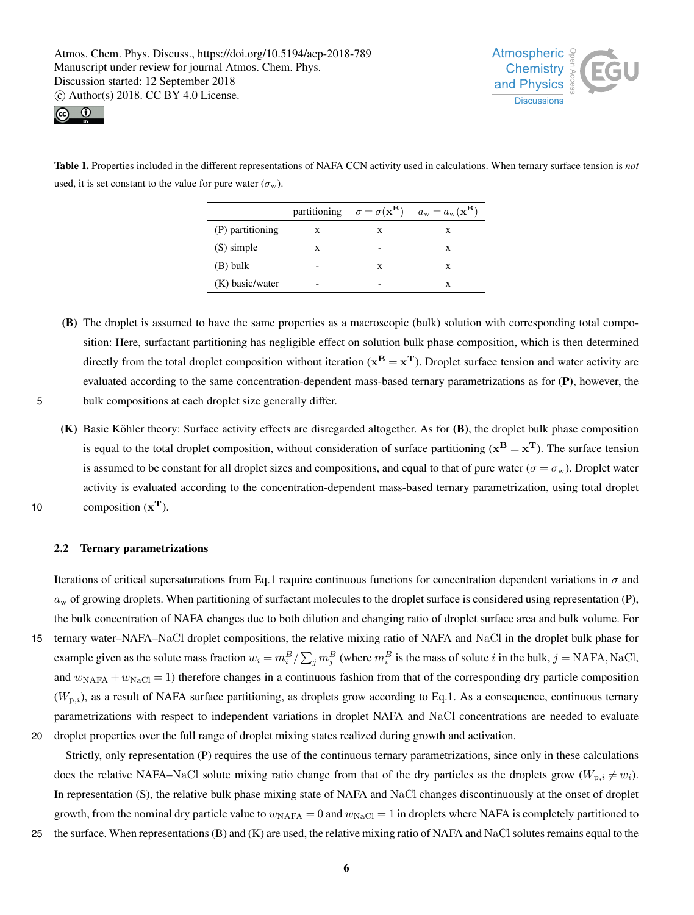**Table 1.** Properties included in the different representations of NAFA CCN activity used in calculations. When ternary surface tension is *not* used, it is set constant to the value for pure water ($\sigma_\mathrm{w}$).

| | partitioning | $\sigma = \sigma(\mathbf{x^B})$ | $a_\mathrm{w} = a_\mathrm{w}(\mathbf{x^B})$ |
|---|---|---|---|
| (P) partitioning | x | x | x |
| (S) simple | x | - | x |
| (B) bulk | - | x | x |
| (K) basic/water | - | - | x |

**(B)** The droplet is assumed to have the same properties as a macroscopic (bulk) solution with corresponding total composition: Here, surfactant partitioning has negligible effect on solution bulk phase composition, which is then determined directly from the total droplet composition without iteration ($\mathbf{x^B} = \mathbf{x^T}$). Droplet surface tension and water activity are evaluated according to the same concentration-dependent mass-based ternary parametrizations as for **(P)**, however, the bulk compositions at each droplet size generally differ.

**(K)** Basic Köhler theory: Surface activity effects are disregarded altogether. As for **(B)**, the droplet bulk phase composition is equal to the total droplet composition, without consideration of surface partitioning ($\mathbf{x^B} = \mathbf{x^T}$). The surface tension is assumed to be constant for all droplet sizes and compositions, and equal to that of pure water ($\sigma = \sigma_\mathrm{w}$). Droplet water activity is evaluated according to the concentration-dependent mass-based ternary parametrization, using total droplet composition ($\mathbf{x^T}$).

### 2.2 Ternary parametrizations

Iterations of critical supersaturations from Eq.1 require continuous functions for concentration dependent variations in $\sigma$ and $a_\mathrm{w}$ of growing droplets. When partitioning of surfactant molecules to the droplet surface is considered using representation (P), the bulk concentration of NAFA changes due to both dilution and changing ratio of droplet surface area and bulk volume. For ternary water–NAFA–$\mathrm{NaCl}$ droplet compositions, the relative mixing ratio of NAFA and $\mathrm{NaCl}$ in the droplet bulk phase for example given as the solute mass fraction $w_i = m_i^B / \sum_j m_j^B$ (where $m_i^B$ is the mass of solute $i$ in the bulk, $j = \mathrm{NAFA}, \mathrm{NaCl}$, and $w_\mathrm{NAFA} + w_\mathrm{NaCl} = 1$) therefore changes in a continuous fashion from that of the corresponding dry particle composition ($W_{\mathrm{p},i}$), as a result of NAFA surface partitioning, as droplets grow according to Eq.1. As a consequence, continuous ternary parametrizations with respect to independent variations in droplet NAFA and $\mathrm{NaCl}$ concentrations are needed to evaluate droplet properties over the full range of droplet mixing states realized during growth and activation.

Strictly, only representation (P) requires the use of the continuous ternary parametrizations, since only in these calculations does the relative NAFA–$\mathrm{NaCl}$ solute mixing ratio change from that of the dry particles as the droplets grow ($W_{\mathrm{p},i} \neq w_i$). In representation (S), the relative bulk phase mixing state of NAFA and $\mathrm{NaCl}$ changes discontinuously at the onset of droplet growth, from the nominal dry particle value to $w_\mathrm{NAFA} = 0$ and $w_\mathrm{NaCl} = 1$ in droplets where NAFA is completely partitioned to the surface. When representations (B) and (K) are used, the relative mixing ratio of NAFA and $\mathrm{NaCl}$ solutes remains equal to the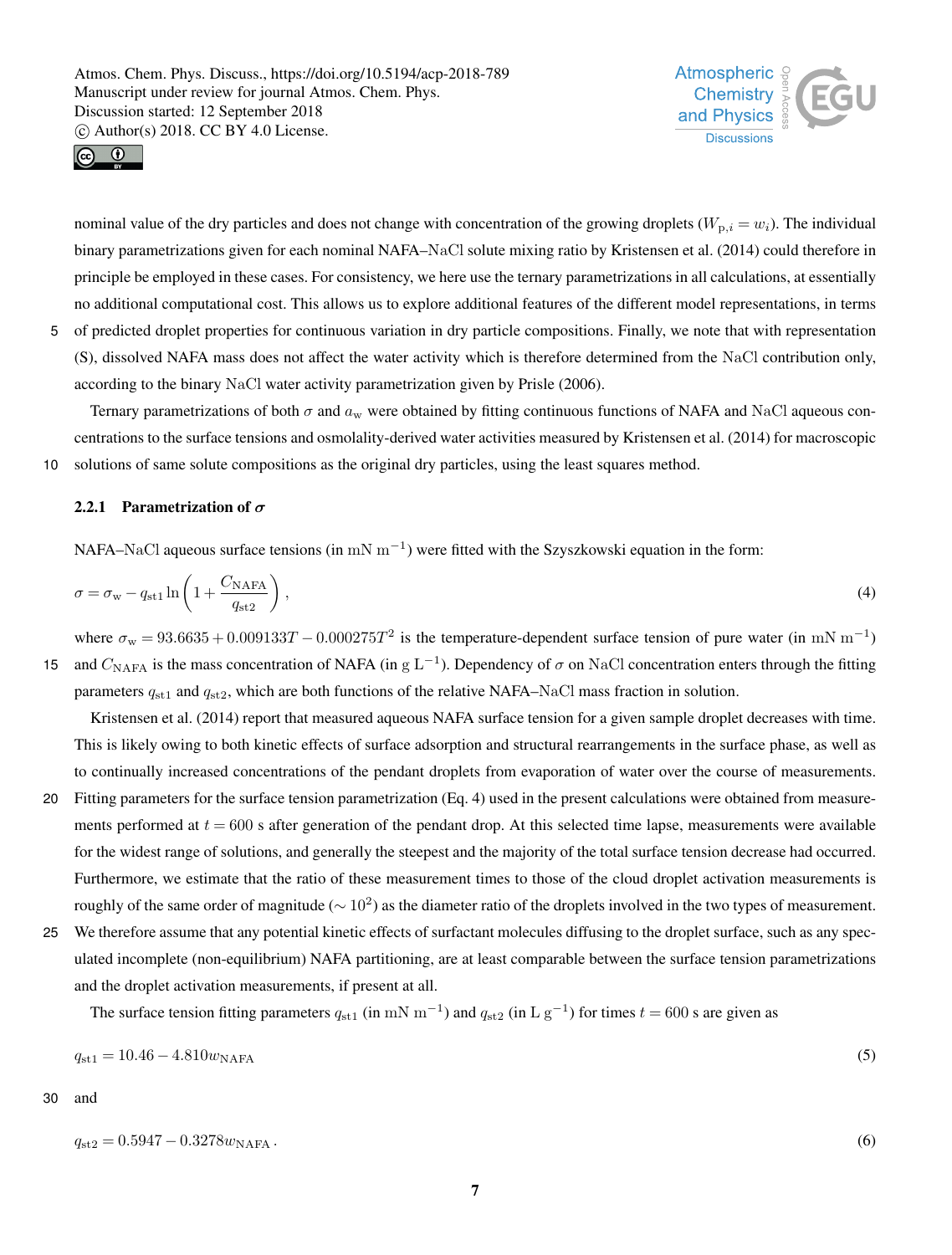nominal value of the dry particles and does not change with concentration of the growing droplets ($W_{\mathrm{p},i} = w_i$). The individual binary parametrizations given for each nominal NAFA–NaCl solute mixing ratio by Kristensen et al. (2014) could therefore in principle be employed in these cases. For consistency, we here use the ternary parametrizations in all calculations, at essentially no additional computational cost. This allows us to explore additional features of the different model representations, in terms of predicted droplet properties for continuous variation in dry particle compositions. Finally, we note that with representation (S), dissolved NAFA mass does not affect the water activity which is therefore determined from the NaCl contribution only, according to the binary NaCl water activity parametrization given by Prisle (2006).

Ternary parametrizations of both $\sigma$ and $a_\mathrm{w}$ were obtained by fitting continuous functions of NAFA and NaCl aqueous concentrations to the surface tensions and osmolality-derived water activities measured by Kristensen et al. (2014) for macroscopic solutions of same solute compositions as the original dry particles, using the least squares method.

### 2.2.1 Parametrization of $\sigma$

NAFA–NaCl aqueous surface tensions (in $\mathrm{mN\,m^{-1}}$) were fitted with the Szyszkowski equation in the form:

$$\sigma = \sigma_\mathrm{w} - q_\mathrm{st1} \ln\left(1 + \frac{C_\mathrm{NAFA}}{q_\mathrm{st2}}\right), \tag{4}$$

where $\sigma_\mathrm{w} = 93.6635 + 0.009133T - 0.000275T^2$ is the temperature-dependent surface tension of pure water (in $\mathrm{mN\,m^{-1}}$) and $C_\mathrm{NAFA}$ is the mass concentration of NAFA (in $\mathrm{g\,L^{-1}}$). Dependency of $\sigma$ on NaCl concentration enters through the fitting parameters $q_\mathrm{st1}$ and $q_\mathrm{st2}$, which are both functions of the relative NAFA–NaCl mass fraction in solution.

Kristensen et al. (2014) report that measured aqueous NAFA surface tension for a given sample droplet decreases with time. This is likely owing to both kinetic effects of surface adsorption and structural rearrangements in the surface phase, as well as to continually increased concentrations of the pendant droplets from evaporation of water over the course of measurements. Fitting parameters for the surface tension parametrization (Eq. 4) used in the present calculations were obtained from measurements performed at $t = 600$ s after generation of the pendant drop. At this selected time lapse, measurements were available for the widest range of solutions, and generally the steepest and the majority of the total surface tension decrease had occurred. Furthermore, we estimate that the ratio of these measurement times to those of the cloud droplet activation measurements is roughly of the same order of magnitude ($\sim 10^2$) as the diameter ratio of the droplets involved in the two types of measurement. We therefore assume that any potential kinetic effects of surfactant molecules diffusing to the droplet surface, such as any speculated incomplete (non-equilibrium) NAFA partitioning, are at least comparable between the surface tension parametrizations and the droplet activation measurements, if present at all.

The surface tension fitting parameters $q_\mathrm{st1}$ (in $\mathrm{mN\,m^{-1}}$) and $q_\mathrm{st2}$ (in $\mathrm{L\,g^{-1}}$) for times $t = 600$ s are given as

$$q_\mathrm{st1} = 10.46 - 4.810 w_\mathrm{NAFA} \tag{5}$$

and

$$q_\mathrm{st2} = 0.5947 - 0.3278 w_\mathrm{NAFA}. \tag{6}$$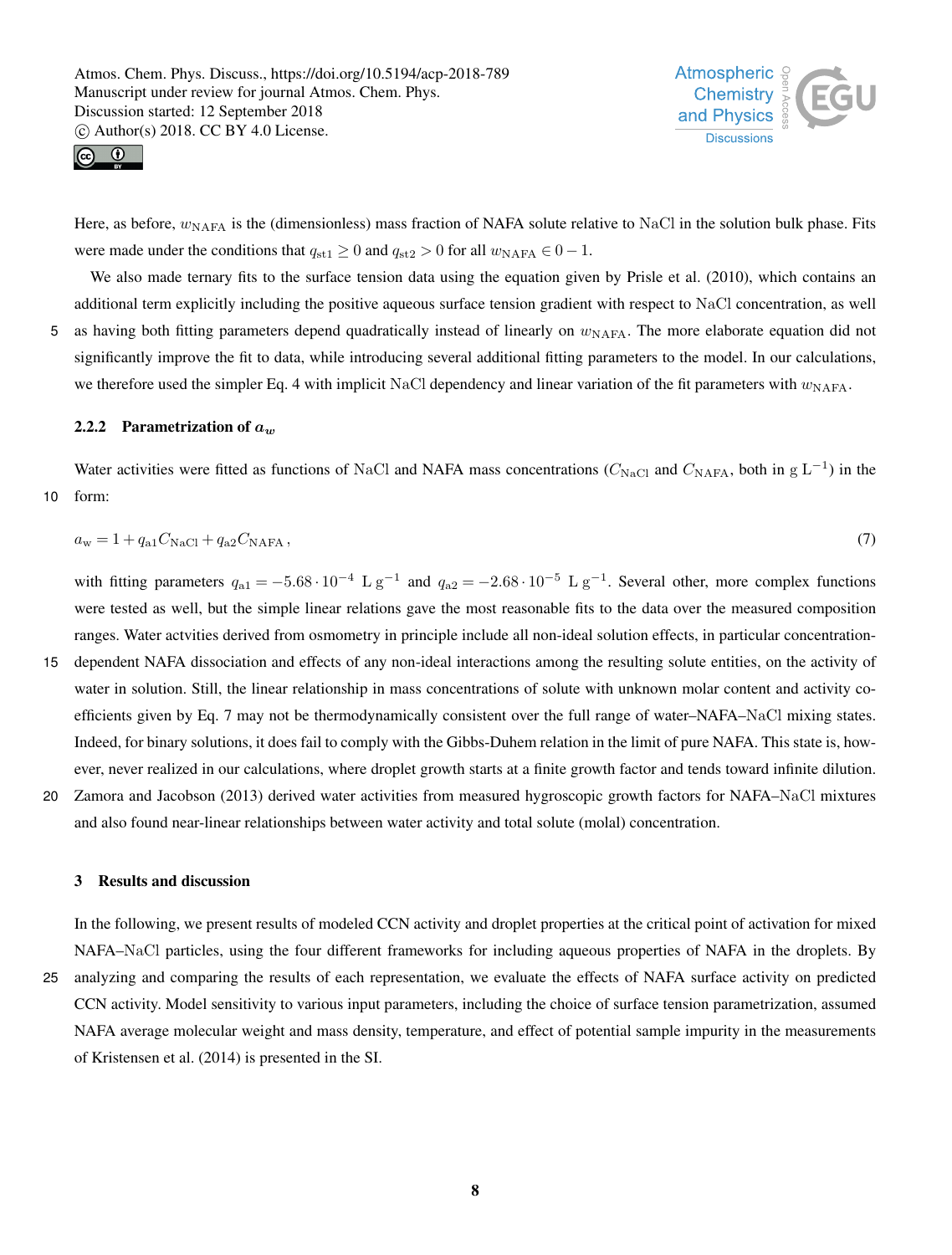Here, as before, $w_{\mathrm{NAFA}}$ is the (dimensionless) mass fraction of NAFA solute relative to NaCl in the solution bulk phase. Fits were made under the conditions that $q_{\mathrm{st1}} \geq 0$ and $q_{\mathrm{st2}} > 0$ for all $w_{\mathrm{NAFA}} \in 0-1$.

We also made ternary fits to the surface tension data using the equation given by Prisle et al. (2010), which contains an additional term explicitly including the positive aqueous surface tension gradient with respect to NaCl concentration, as well as having both fitting parameters depend quadratically instead of linearly on $w_{\mathrm{NAFA}}$. The more elaborate equation did not significantly improve the fit to data, while introducing several additional fitting parameters to the model. In our calculations, we therefore used the simpler Eq. 4 with implicit NaCl dependency and linear variation of the fit parameters with $w_{\mathrm{NAFA}}$.

### 2.2.2 Parametrization of $a_w$

Water activities were fitted as functions of NaCl and NAFA mass concentrations ($C_{\mathrm{NaCl}}$ and $C_{\mathrm{NAFA}}$, both in g L$^{-1}$) in the form:

$$a_{\mathrm{w}} = 1 + q_{\mathrm{a1}} C_{\mathrm{NaCl}} + q_{\mathrm{a2}} C_{\mathrm{NAFA}}\,, \tag{7}$$

with fitting parameters $q_{\mathrm{a1}} = -5.68 \cdot 10^{-4}$ L g$^{-1}$ and $q_{\mathrm{a2}} = -2.68 \cdot 10^{-5}$ L g$^{-1}$. Several other, more complex functions were tested as well, but the simple linear relations gave the most reasonable fits to the data over the measured composition ranges. Water actvities derived from osmometry in principle include all non-ideal solution effects, in particular concentration-dependent NAFA dissociation and effects of any non-ideal interactions among the resulting solute entities, on the activity of water in solution. Still, the linear relationship in mass concentrations of solute with unknown molar content and activity coefficients given by Eq. 7 may not be thermodynamically consistent over the full range of water–NAFA–NaCl mixing states. Indeed, for binary solutions, it does fail to comply with the Gibbs-Duhem relation in the limit of pure NAFA. This state is, however, never realized in our calculations, where droplet growth starts at a finite growth factor and tends toward infinite dilution. Zamora and Jacobson (2013) derived water activities from measured hygroscopic growth factors for NAFA–NaCl mixtures and also found near-linear relationships between water activity and total solute (molal) concentration.

## 3 Results and discussion

In the following, we present results of modeled CCN activity and droplet properties at the critical point of activation for mixed NAFA–NaCl particles, using the four different frameworks for including aqueous properties of NAFA in the droplets. By analyzing and comparing the results of each representation, we evaluate the effects of NAFA surface activity on predicted CCN activity. Model sensitivity to various input parameters, including the choice of surface tension parametrization, assumed NAFA average molecular weight and mass density, temperature, and effect of potential sample impurity in the measurements of Kristensen et al. (2014) is presented in the SI.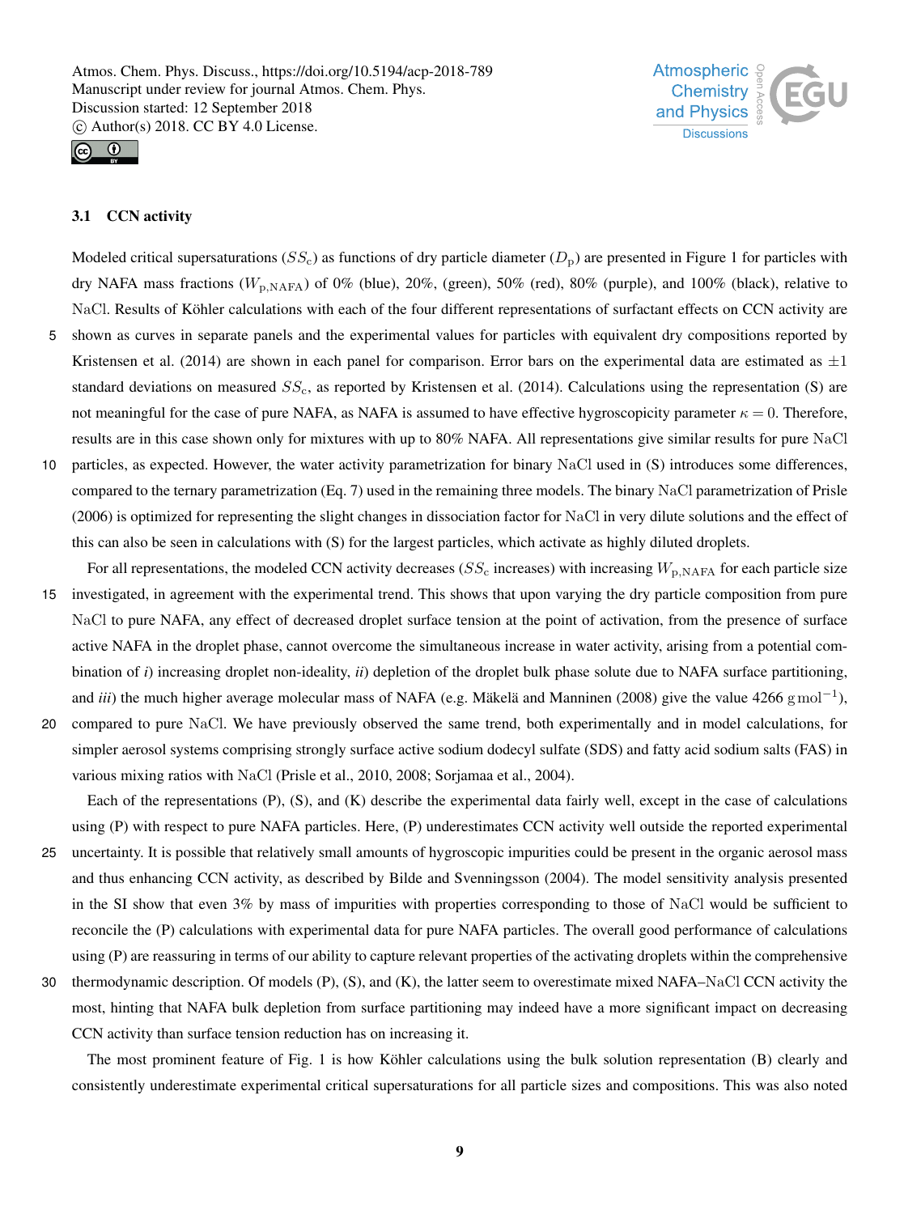### 3.1 CCN activity

Modeled critical supersaturations ($SS_c$) as functions of dry particle diameter ($D_p$) are presented in Figure 1 for particles with dry NAFA mass fractions ($W_{p,NAFA}$) of 0% (blue), 20%, (green), 50% (red), 80% (purple), and 100% (black), relative to NaCl. Results of Köhler calculations with each of the four different representations of surfactant effects on CCN activity are shown as curves in separate panels and the experimental values for particles with equivalent dry compositions reported by Kristensen et al. (2014) are shown in each panel for comparison. Error bars on the experimental data are estimated as $\pm 1$ standard deviations on measured $SS_c$, as reported by Kristensen et al. (2014). Calculations using the representation (S) are not meaningful for the case of pure NAFA, as NAFA is assumed to have effective hygroscopicity parameter $\kappa = 0$. Therefore, results are in this case shown only for mixtures with up to 80% NAFA. All representations give similar results for pure NaCl particles, as expected. However, the water activity parametrization for binary NaCl used in (S) introduces some differences, compared to the ternary parametrization (Eq. 7) used in the remaining three models. The binary NaCl parametrization of Prisle (2006) is optimized for representing the slight changes in dissociation factor for NaCl in very dilute solutions and the effect of this can also be seen in calculations with (S) for the largest particles, which activate as highly diluted droplets.

For all representations, the modeled CCN activity decreases ($SS_c$ increases) with increasing $W_{p,NAFA}$ for each particle size investigated, in agreement with the experimental trend. This shows that upon varying the dry particle composition from pure NaCl to pure NAFA, any effect of decreased droplet surface tension at the point of activation, from the presence of surface active NAFA in the droplet phase, cannot overcome the simultaneous increase in water activity, arising from a potential combination of *i*) increasing droplet non-ideality, *ii*) depletion of the droplet bulk phase solute due to NAFA surface partitioning, and *iii*) the much higher average molecular mass of NAFA (e.g. Mäkelä and Manninen (2008) give the value 4266 $\mathrm{g\,mol^{-1}}$), compared to pure NaCl. We have previously observed the same trend, both experimentally and in model calculations, for simpler aerosol systems comprising strongly surface active sodium dodecyl sulfate (SDS) and fatty acid sodium salts (FAS) in various mixing ratios with NaCl (Prisle et al., 2010, 2008; Sorjamaa et al., 2004).

Each of the representations (P), (S), and (K) describe the experimental data fairly well, except in the case of calculations using (P) with respect to pure NAFA particles. Here, (P) underestimates CCN activity well outside the reported experimental uncertainty. It is possible that relatively small amounts of hygroscopic impurities could be present in the organic aerosol mass and thus enhancing CCN activity, as described by Bilde and Svenningsson (2004). The model sensitivity analysis presented in the SI show that even 3% by mass of impurities with properties corresponding to those of NaCl would be sufficient to reconcile the (P) calculations with experimental data for pure NAFA particles. The overall good performance of calculations using (P) are reassuring in terms of our ability to capture relevant properties of the activating droplets within the comprehensive thermodynamic description. Of models (P), (S), and (K), the latter seem to overestimate mixed NAFA–NaCl CCN activity the most, hinting that NAFA bulk depletion from surface partitioning may indeed have a more significant impact on decreasing CCN activity than surface tension reduction has on increasing it.

The most prominent feature of Fig. 1 is how Köhler calculations using the bulk solution representation (B) clearly and consistently underestimate experimental critical supersaturations for all particle sizes and compositions. This was also noted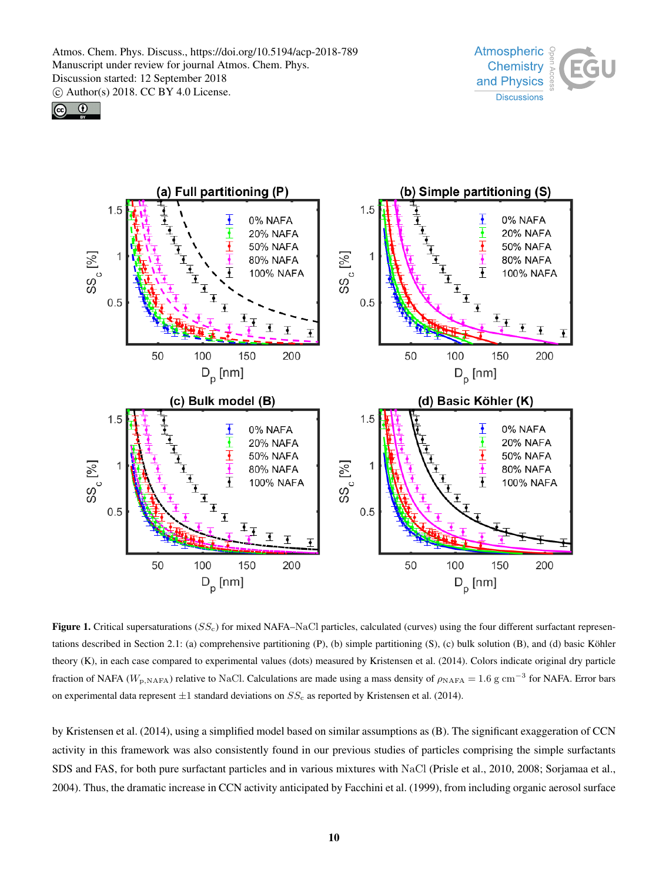(a) Full partitioning (P)

(b) Simple partitioning (S)

(c) Bulk model (B)

(d) Basic Köhler (K)

0% NAFA
20% NAFA
50% NAFA
80% NAFA
100% NAFA

$SS_c$ [%]

$D_p$ [nm]

0.5
1
1.5

50
100
150
200

**Figure 1.** Critical supersaturations ($SS_c$) for mixed NAFA–NaCl particles, calculated (curves) using the four different surfactant representations described in Section 2.1: (a) comprehensive partitioning (P), (b) simple partitioning (S), (c) bulk solution (B), and (d) basic Köhler theory (K), in each case compared to experimental values (dots) measured by Kristensen et al. (2014). Colors indicate original dry particle fraction of NAFA ($W_{p,\mathrm{NAFA}}$) relative to NaCl. Calculations are made using a mass density of $\rho_{\mathrm{NAFA}} = 1.6\ \mathrm{g\ cm^{-3}}$ for NAFA. Error bars on experimental data represent $\pm 1$ standard deviations on $SS_c$ as reported by Kristensen et al. (2014).

by Kristensen et al. (2014), using a simplified model based on similar assumptions as (B). The significant exaggeration of CCN activity in this framework was also consistently found in our previous studies of particles comprising the simple surfactants SDS and FAS, for both pure surfactant particles and in various mixtures with NaCl (Prisle et al., 2010, 2008; Sorjamaa et al., 2004). Thus, the dramatic increase in CCN activity anticipated by Facchini et al. (1999), from including organic aerosol surface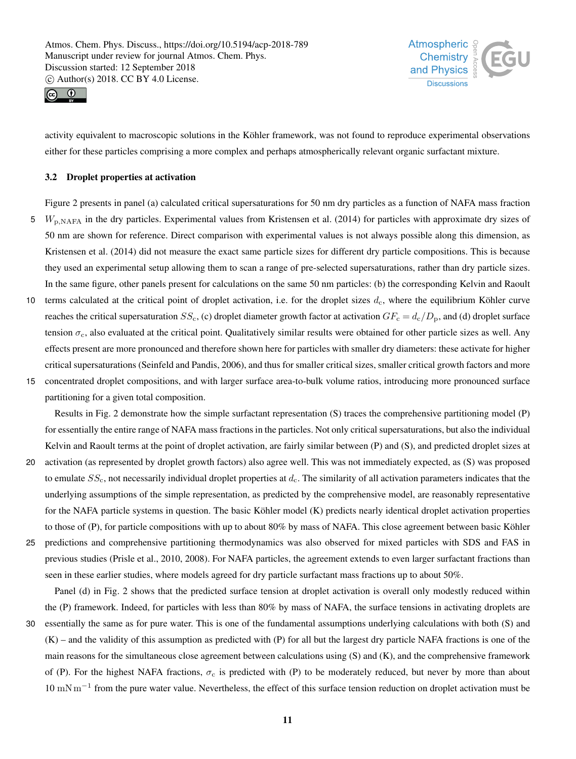activity equivalent to macroscopic solutions in the Köhler framework, was not found to reproduce experimental observations either for these particles comprising a more complex and perhaps atmospherically relevant organic surfactant mixture.

### 3.2 Droplet properties at activation

Figure 2 presents in panel (a) calculated critical supersaturations for 50 nm dry particles as a function of NAFA mass fraction $W_{\mathrm{p,NAFA}}$ in the dry particles. Experimental values from Kristensen et al. (2014) for particles with approximate dry sizes of 50 nm are shown for reference. Direct comparison with experimental values is not always possible along this dimension, as Kristensen et al. (2014) did not measure the exact same particle sizes for different dry particle compositions. This is because they used an experimental setup allowing them to scan a range of pre-selected supersaturations, rather than dry particle sizes. In the same figure, other panels present for calculations on the same 50 nm particles: (b) the corresponding Kelvin and Raoult terms calculated at the critical point of droplet activation, i.e. for the droplet sizes $d_{\mathrm{c}}$, where the equilibrium Köhler curve reaches the critical supersaturation $SS_{\mathrm{c}}$, (c) droplet diameter growth factor at activation $GF_{\mathrm{c}} = d_{\mathrm{c}}/D_{\mathrm{p}}$, and (d) droplet surface tension $\sigma_{\mathrm{c}}$, also evaluated at the critical point. Qualitatively similar results were obtained for other particle sizes as well. Any effects present are more pronounced and therefore shown here for particles with smaller dry diameters: these activate for higher critical supersaturations (Seinfeld and Pandis, 2006), and thus for smaller critical sizes, smaller critical growth factors and more concentrated droplet compositions, and with larger surface area-to-bulk volume ratios, introducing more pronounced surface partitioning for a given total composition.

Results in Fig. 2 demonstrate how the simple surfactant representation (S) traces the comprehensive partitioning model (P) for essentially the entire range of NAFA mass fractions in the particles. Not only critical supersaturations, but also the individual Kelvin and Raoult terms at the point of droplet activation, are fairly similar between (P) and (S), and predicted droplet sizes at activation (as represented by droplet growth factors) also agree well. This was not immediately expected, as (S) was proposed to emulate $SS_{\mathrm{c}}$, not necessarily individual droplet properties at $d_{\mathrm{c}}$. The similarity of all activation parameters indicates that the underlying assumptions of the simple representation, as predicted by the comprehensive model, are reasonably representative for the NAFA particle systems in question. The basic Köhler model (K) predicts nearly identical droplet activation properties to those of (P), for particle compositions with up to about 80% by mass of NAFA. This close agreement between basic Köhler predictions and comprehensive partitioning thermodynamics was also observed for mixed particles with SDS and FAS in previous studies (Prisle et al., 2010, 2008). For NAFA particles, the agreement extends to even larger surfactant fractions than seen in these earlier studies, where models agreed for dry particle surfactant mass fractions up to about 50%.

Panel (d) in Fig. 2 shows that the predicted surface tension at droplet activation is overall only modestly reduced within the (P) framework. Indeed, for particles with less than 80% by mass of NAFA, the surface tensions in activating droplets are essentially the same as for pure water. This is one of the fundamental assumptions underlying calculations with both (S) and (K) – and the validity of this assumption as predicted with (P) for all but the largest dry particle NAFA fractions is one of the main reasons for the simultaneous close agreement between calculations using (S) and (K), and the comprehensive framework of (P). For the highest NAFA fractions, $\sigma_{\mathrm{c}}$ is predicted with (P) to be moderately reduced, but never by more than about $10\ \mathrm{mN\,m^{-1}}$ from the pure water value. Nevertheless, the effect of this surface tension reduction on droplet activation must be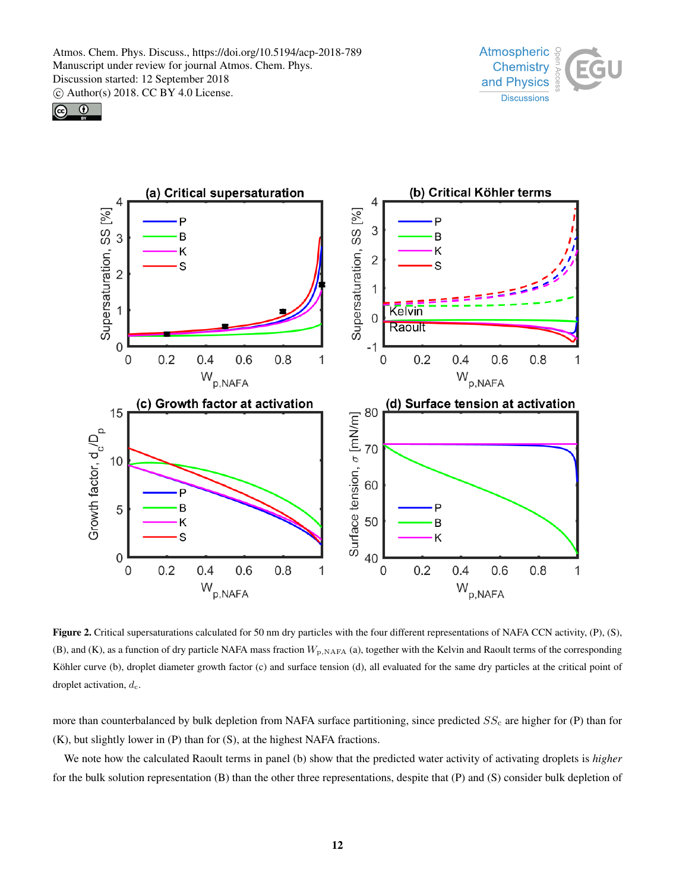(a) Critical supersaturation

Supersaturation, SS [%]

$W_{p,NAFA}$

P
B
K
S

(b) Critical Köhler terms

Supersaturation, SS [%]

$W_{p,NAFA}$

Kelvin
Raoult

P
B
K
S

(c) Growth factor at activation

Growth factor, $d_c/D_p$

$W_{p,NAFA}$

P
B
K
S

(d) Surface tension at activation

Surface tension, $\sigma$ [mN/m]

$W_{p,NAFA}$

P
B
K

**Figure 2.** Critical supersaturations calculated for 50 nm dry particles with the four different representations of NAFA CCN activity, (P), (S), (B), and (K), as a function of dry particle NAFA mass fraction $W_{\mathrm{p,NAFA}}$ (a), together with the Kelvin and Raoult terms of the corresponding Köhler curve (b), droplet diameter growth factor (c) and surface tension (d), all evaluated for the same dry particles at the critical point of droplet activation, $d_{\mathrm{c}}$.

more than counterbalanced by bulk depletion from NAFA surface partitioning, since predicted $SS_{\mathrm{c}}$ are higher for (P) than for (K), but slightly lower in (P) than for (S), at the highest NAFA fractions.

We note how the calculated Raoult terms in panel (b) show that the predicted water activity of activating droplets is *higher* for the bulk solution representation (B) than the other three representations, despite that (P) and (S) consider bulk depletion of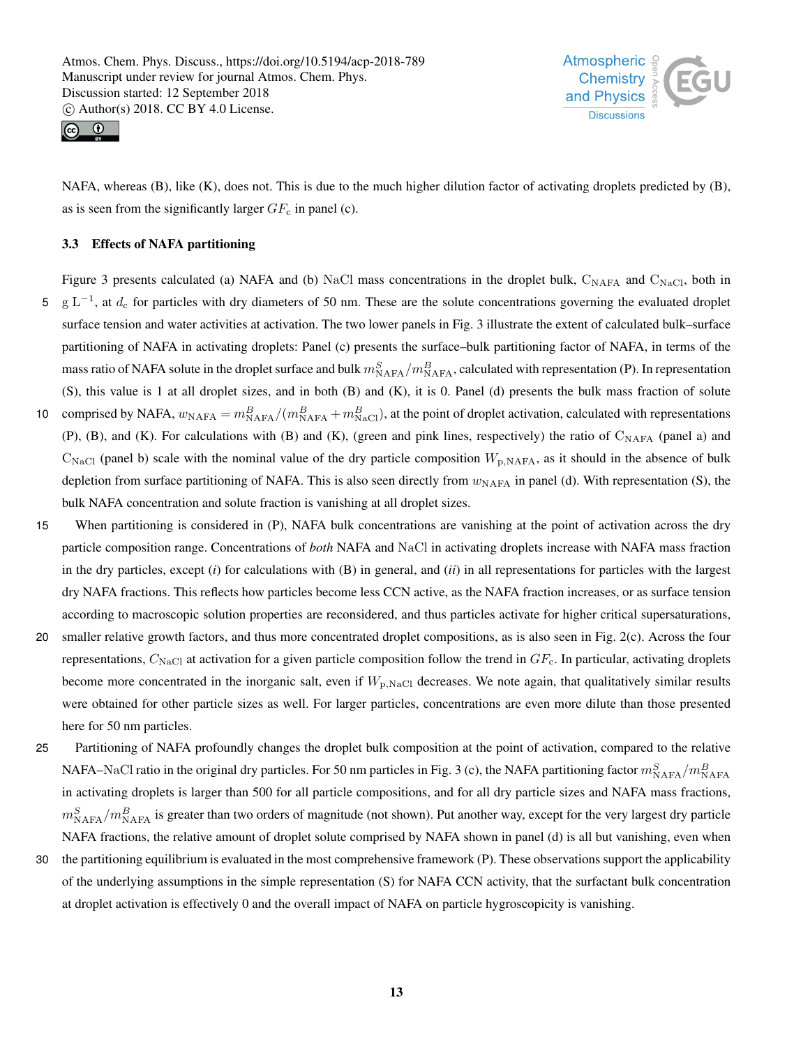NAFA, whereas (B), like (K), does not. This is due to the much higher dilution factor of activating droplets predicted by (B), as is seen from the significantly larger $GF_c$ in panel (c).

### 3.3 Effects of NAFA partitioning

Figure 3 presents calculated (a) NAFA and (b) NaCl mass concentrations in the droplet bulk, $C_{NAFA}$ and $C_{NaCl}$, both in g $L^{-1}$, at $d_c$ for particles with dry diameters of 50 nm. These are the solute concentrations governing the evaluated droplet surface tension and water activities at activation. The two lower panels in Fig. 3 illustrate the extent of calculated bulk–surface partitioning of NAFA in activating droplets: Panel (c) presents the surface–bulk partitioning factor of NAFA, in terms of the mass ratio of NAFA solute in the droplet surface and bulk $m^S_{NAFA}/m^B_{NAFA}$, calculated with representation (P). In representation (S), this value is 1 at all droplet sizes, and in both (B) and (K), it is 0. Panel (d) presents the bulk mass fraction of solute comprised by NAFA, $w_{NAFA} = m^B_{NAFA}/(m^B_{NAFA} + m^B_{NaCl})$, at the point of droplet activation, calculated with representations (P), (B), and (K). For calculations with (B) and (K), (green and pink lines, respectively) the ratio of $C_{NAFA}$ (panel a) and $C_{NaCl}$ (panel b) scale with the nominal value of the dry particle composition $W_{p,NAFA}$, as it should in the absence of bulk depletion from surface partitioning of NAFA. This is also seen directly from $w_{NAFA}$ in panel (d). With representation (S), the bulk NAFA concentration and solute fraction is vanishing at all droplet sizes.

When partitioning is considered in (P), NAFA bulk concentrations are vanishing at the point of activation across the dry particle composition range. Concentrations of *both* NAFA and NaCl in activating droplets increase with NAFA mass fraction in the dry particles, except (*i*) for calculations with (B) in general, and (*ii*) in all representations for particles with the largest dry NAFA fractions. This reflects how particles become less CCN active, as the NAFA fraction increases, or as surface tension according to macroscopic solution properties are reconsidered, and thus particles activate for higher critical supersaturations, smaller relative growth factors, and thus more concentrated droplet compositions, as is also seen in Fig. 2(c). Across the four representations, $C_{NaCl}$ at activation for a given particle composition follow the trend in $GF_c$. In particular, activating droplets become more concentrated in the inorganic salt, even if $W_{p,NaCl}$ decreases. We note again, that qualitatively similar results were obtained for other particle sizes as well. For larger particles, concentrations are even more dilute than those presented here for 50 nm particles.

Partitioning of NAFA profoundly changes the droplet bulk composition at the point of activation, compared to the relative NAFA–NaCl ratio in the original dry particles. For 50 nm particles in Fig. 3 (c), the NAFA partitioning factor $m^S_{NAFA}/m^B_{NAFA}$ in activating droplets is larger than 500 for all particle compositions, and for all dry particle sizes and NAFA mass fractions, $m^S_{NAFA}/m^B_{NAFA}$ is greater than two orders of magnitude (not shown). Put another way, except for the very largest dry particle NAFA fractions, the relative amount of droplet solute comprised by NAFA shown in panel (d) is all but vanishing, even when the partitioning equilibrium is evaluated in the most comprehensive framework (P). These observations support the applicability of the underlying assumptions in the simple representation (S) for NAFA CCN activity, that the surfactant bulk concentration at droplet activation is effectively 0 and the overall impact of NAFA on particle hygroscopicity is vanishing.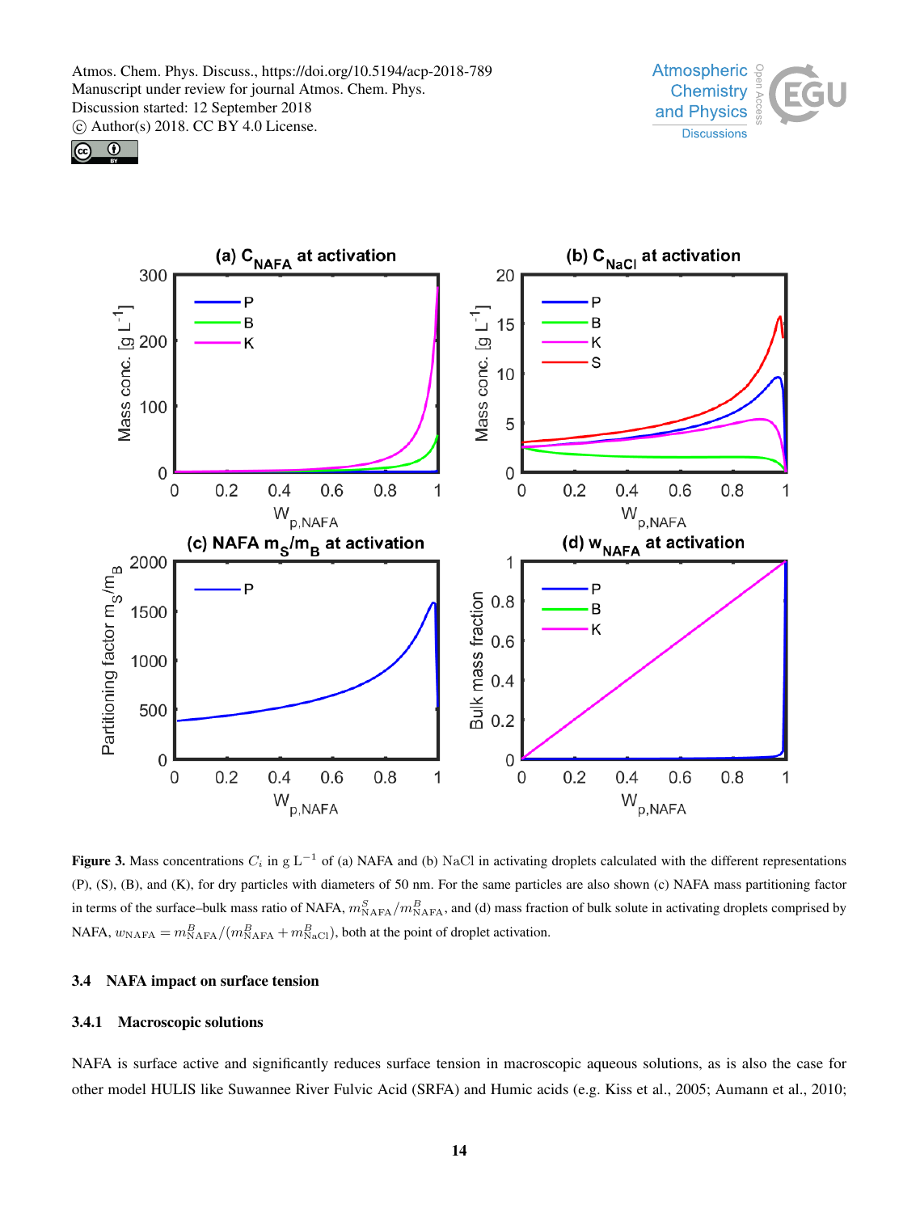(a) $C_{NAFA}$ at activation

Mass conc. [g L$^{-1}$]

300
200
100
0

0 0.2 0.4 0.6 0.8 1

$W_{p,NAFA}$

P
B
K

(b) $C_{NaCl}$ at activation

Mass conc. [g L$^{-1}$]

20
15
10
5
0

0 0.2 0.4 0.6 0.8 1

$W_{p,NAFA}$

P
B
K
S

(c) NAFA $m_S/m_B$ at activation

Partitioning factor $m_S/m_B$

2000
1500
1000
500
0

0 0.2 0.4 0.6 0.8 1

$W_{p,NAFA}$

P

(d) $w_{NAFA}$ at activation

Bulk mass fraction

1
0.8
0.6
0.4
0.2
0

0 0.2 0.4 0.6 0.8 1

$W_{p,NAFA}$

P
B
K

**Figure 3.** Mass concentrations $C_i$ in g L$^{-1}$ of (a) NAFA and (b) NaCl in activating droplets calculated with the different representations (P), (S), (B), and (K), for dry particles with diameters of 50 nm. For the same particles are also shown (c) NAFA mass partitioning factor in terms of the surface–bulk mass ratio of NAFA, $m^S_{\mathrm{NAFA}}/m^B_{\mathrm{NAFA}}$, and (d) mass fraction of bulk solute in activating droplets comprised by NAFA, $w_{\mathrm{NAFA}} = m^B_{\mathrm{NAFA}}/(m^B_{\mathrm{NAFA}} + m^B_{\mathrm{NaCl}})$, both at the point of droplet activation.

### 3.4 NAFA impact on surface tension

#### 3.4.1 Macroscopic solutions

NAFA is surface active and significantly reduces surface tension in macroscopic aqueous solutions, as is also the case for other model HULIS like Suwannee River Fulvic Acid (SRFA) and Humic acids (e.g. Kiss et al., 2005; Aumann et al., 2010;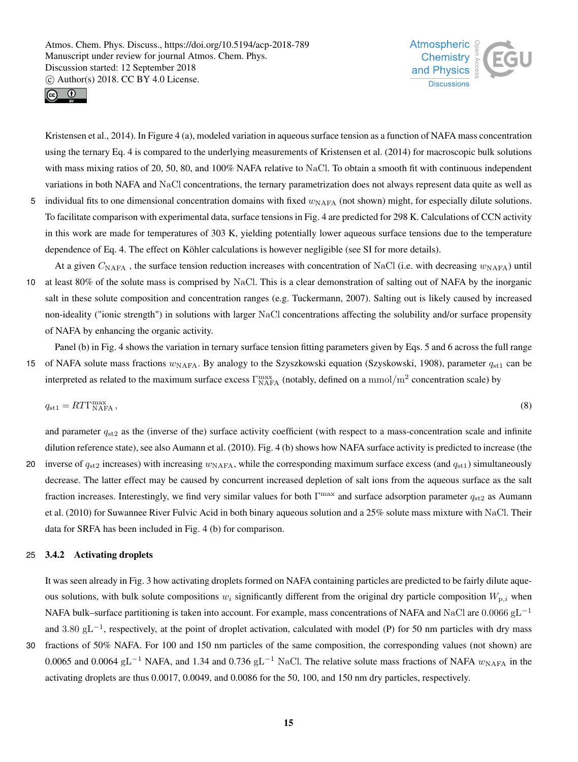Kristensen et al., 2014). In Figure 4 (a), modeled variation in aqueous surface tension as a function of NAFA mass concentration using the ternary Eq. 4 is compared to the underlying measurements of Kristensen et al. (2014) for macroscopic bulk solutions with mass mixing ratios of 20, 50, 80, and 100% NAFA relative to NaCl. To obtain a smooth fit with continuous independent variations in both NAFA and NaCl concentrations, the ternary parametrization does not always represent data quite as well as individual fits to one dimensional concentration domains with fixed $w_{\mathrm{NAFA}}$ (not shown) might, for especially dilute solutions. To facilitate comparison with experimental data, surface tensions in Fig. 4 are predicted for 298 K. Calculations of CCN activity in this work are made for temperatures of 303 K, yielding potentially lower aqueous surface tensions due to the temperature dependence of Eq. 4. The effect on Köhler calculations is however negligible (see SI for more details).

At a given $C_{\mathrm{NAFA}}$ , the surface tension reduction increases with concentration of NaCl (i.e. with decreasing $w_{\mathrm{NAFA}}$) until at least 80% of the solute mass is comprised by NaCl. This is a clear demonstration of salting out of NAFA by the inorganic salt in these solute composition and concentration ranges (e.g. Tuckermann, 2007). Salting out is likely caused by increased non-ideality ("ionic strength") in solutions with larger NaCl concentrations affecting the solubility and/or surface propensity of NAFA by enhancing the organic activity.

Panel (b) in Fig. 4 shows the variation in ternary surface tension fitting parameters given by Eqs. 5 and 6 across the full range of NAFA solute mass fractions $w_{\mathrm{NAFA}}$. By analogy to the Szyszkowski equation (Szyskowski, 1908), parameter $q_{\mathrm{st1}}$ can be interpreted as related to the maximum surface excess $\Gamma^{\max}_{\mathrm{NAFA}}$ (notably, defined on a $\mathrm{mmol/m^2}$ concentration scale) by

$$q_{\mathrm{st1}} = RT\Gamma^{\max}_{\mathrm{NAFA}}\,, \tag{8}$$

and parameter $q_{\mathrm{st2}}$ as the (inverse of the) surface activity coefficient (with respect to a mass-concentration scale and infinite dilution reference state), see also Aumann et al. (2010). Fig. 4 (b) shows how NAFA surface activity is predicted to increase (the inverse of $q_{\mathrm{st2}}$ increases) with increasing $w_{\mathrm{NAFA}}$, while the corresponding maximum surface excess (and $q_{\mathrm{st1}}$) simultaneously decrease. The latter effect may be caused by concurrent increased depletion of salt ions from the aqueous surface as the salt fraction increases. Interestingly, we find very similar values for both $\Gamma^{\max}$ and surface adsorption parameter $q_{\mathrm{st2}}$ as Aumann et al. (2010) for Suwannee River Fulvic Acid in both binary aqueous solution and a 25% solute mass mixture with NaCl. Their data for SRFA has been included in Fig. 4 (b) for comparison.

### 3.4.2 Activating droplets

It was seen already in Fig. 3 how activating droplets formed on NAFA containing particles are predicted to be fairly dilute aqueous solutions, with bulk solute compositions $w_i$ significantly different from the original dry particle composition $W_{\mathrm{p},i}$ when NAFA bulk–surface partitioning is taken into account. For example, mass concentrations of NAFA and NaCl are $0.0066\ \mathrm{gL^{-1}}$ and $3.80\ \mathrm{gL^{-1}}$, respectively, at the point of droplet activation, calculated with model (P) for 50 nm particles with dry mass fractions of 50% NAFA. For 100 and 150 nm particles of the same composition, the corresponding values (not shown) are 0.0065 and 0.0064 $\mathrm{gL^{-1}}$ NAFA, and 1.34 and 0.736 $\mathrm{gL^{-1}}$ NaCl. The relative solute mass fractions of NAFA $w_{\mathrm{NAFA}}$ in the activating droplets are thus 0.0017, 0.0049, and 0.0086 for the 50, 100, and 150 nm dry particles, respectively.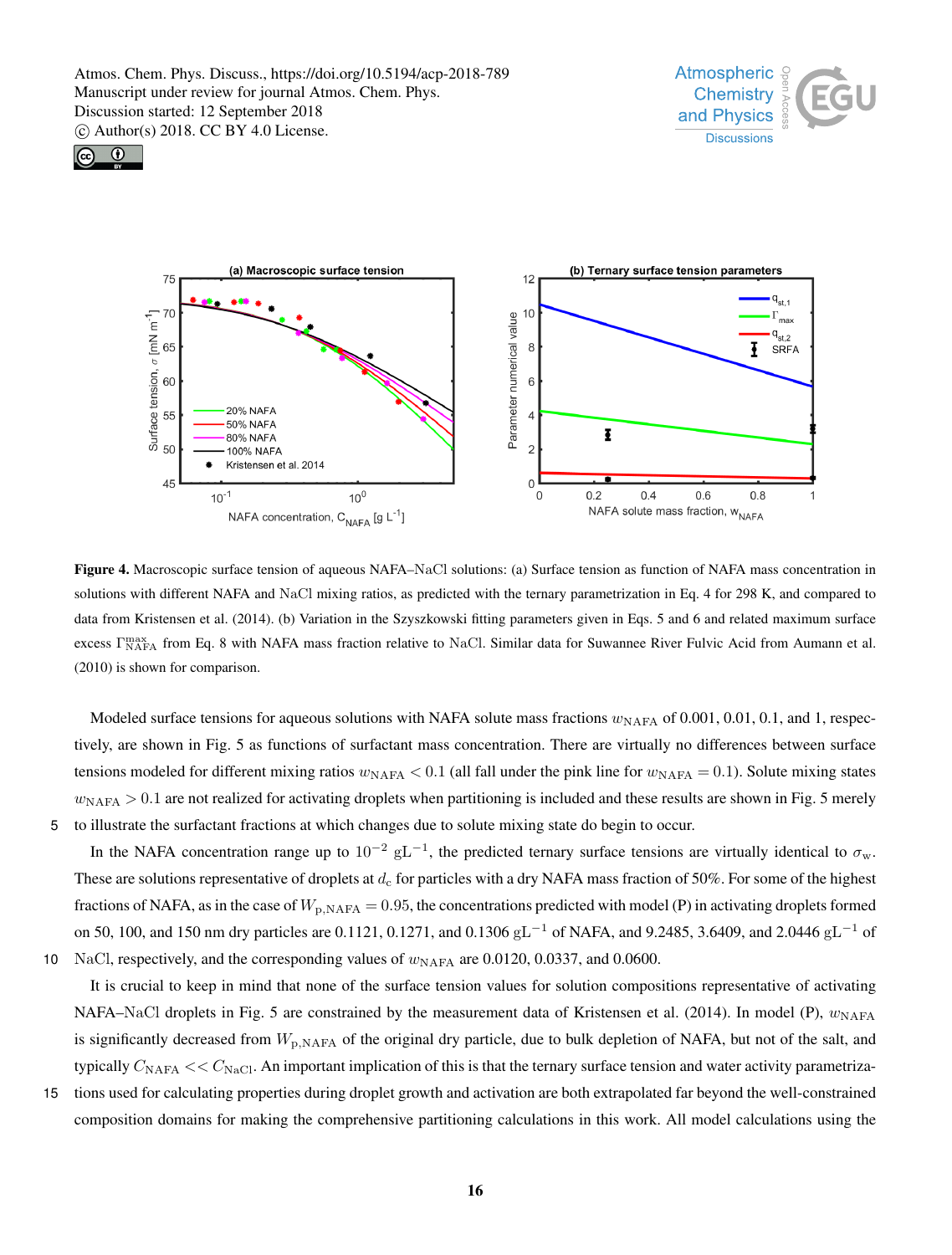(a) Macroscopic surface tension

Surface tension, $\sigma$ [mN m$^{-1}$]

75
70
65
60
55
50
45

$10^{-1}$
$10^{0}$

NAFA concentration, $C_{\mathrm{NAFA}}$ [g L$^{-1}$]

20% NAFA
50% NAFA
80% NAFA
100% NAFA
Kristensen et al. 2014

(b) Ternary surface tension parameters

Parameter numerical value

12
10
8
6
4
2
0

0
0.2
0.4
0.6
0.8
1

NAFA solute mass fraction, $w_{\mathrm{NAFA}}$

$q_{\mathrm{st,1}}$
$\Gamma_{\mathrm{max}}$
$q_{\mathrm{st,2}}$
SRFA

**Figure 4.** Macroscopic surface tension of aqueous NAFA–NaCl solutions: (a) Surface tension as function of NAFA mass concentration in solutions with different NAFA and NaCl mixing ratios, as predicted with the ternary parametrization in Eq. 4 for 298 K, and compared to data from Kristensen et al. (2014). (b) Variation in the Szyszkowski fitting parameters given in Eqs. 5 and 6 and related maximum surface excess $\Gamma^{\max}_{\mathrm{NAFA}}$ from Eq. 8 with NAFA mass fraction relative to NaCl. Similar data for Suwannee River Fulvic Acid from Aumann et al. (2010) is shown for comparison.

Modeled surface tensions for aqueous solutions with NAFA solute mass fractions $w_{\mathrm{NAFA}}$ of 0.001, 0.01, 0.1, and 1, respectively, are shown in Fig. 5 as functions of surfactant mass concentration. There are virtually no differences between surface tensions modeled for different mixing ratios $w_{\mathrm{NAFA}} < 0.1$ (all fall under the pink line for $w_{\mathrm{NAFA}} = 0.1$). Solute mixing states $w_{\mathrm{NAFA}} > 0.1$ are not realized for activating droplets when partitioning is included and these results are shown in Fig. 5 merely to illustrate the surfactant fractions at which changes due to solute mixing state do begin to occur.

In the NAFA concentration range up to $10^{-2}$ gL$^{-1}$, the predicted ternary surface tensions are virtually identical to $\sigma_{\mathrm{w}}$. These are solutions representative of droplets at $d_{\mathrm{c}}$ for particles with a dry NAFA mass fraction of 50%. For some of the highest fractions of NAFA, as in the case of $W_{\mathrm{p,NAFA}} = 0.95$, the concentrations predicted with model (P) in activating droplets formed on 50, 100, and 150 nm dry particles are 0.1121, 0.1271, and 0.1306 gL$^{-1}$ of NAFA, and 9.2485, 3.6409, and 2.0446 gL$^{-1}$ of NaCl, respectively, and the corresponding values of $w_{\mathrm{NAFA}}$ are 0.0120, 0.0337, and 0.0600.

It is crucial to keep in mind that none of the surface tension values for solution compositions representative of activating NAFA–NaCl droplets in Fig. 5 are constrained by the measurement data of Kristensen et al. (2014). In model (P), $w_{\mathrm{NAFA}}$ is significantly decreased from $W_{\mathrm{p,NAFA}}$ of the original dry particle, due to bulk depletion of NAFA, but not of the salt, and typically $C_{\mathrm{NAFA}} << C_{\mathrm{NaCl}}$. An important implication of this is that the ternary surface tension and water activity parametrizations used for calculating properties during droplet growth and activation are both extrapolated far beyond the well-constrained composition domains for making the comprehensive partitioning calculations in this work. All model calculations using the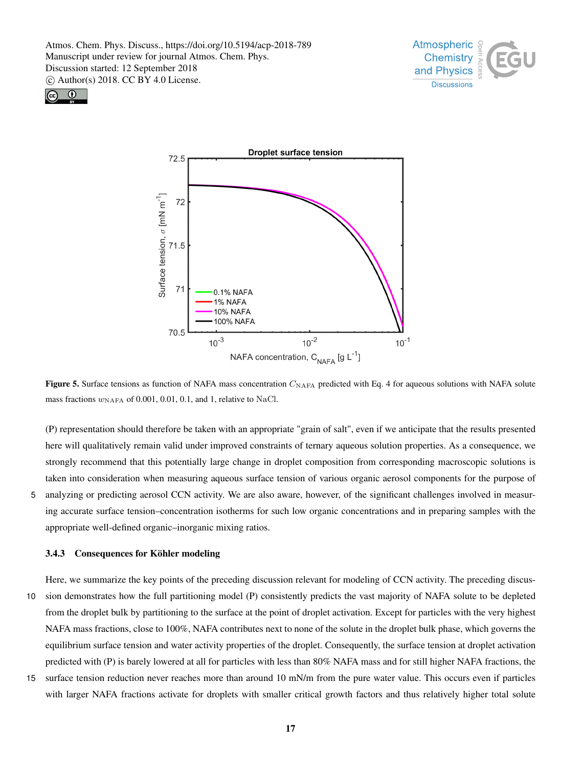Droplet surface tension

72.5

72

71.5

71

70.5

Surface tension, $\sigma$ [mN m$^{-1}$]

0.1% NAFA
1% NAFA
10% NAFA
100% NAFA

$10^{-3}$

$10^{-2}$

$10^{-1}$

NAFA concentration, $C_{NAFA}$ [g L$^{-1}$]

**Figure 5.** Surface tensions as function of NAFA mass concentration $C_{\mathrm{NAFA}}$ predicted with Eq. 4 for aqueous solutions with NAFA solute mass fractions $w_{\mathrm{NAFA}}$ of 0.001, 0.01, 0.1, and 1, relative to NaCl.

(P) representation should therefore be taken with an appropriate "grain of salt", even if we anticipate that the results presented here will qualitatively remain valid under improved constraints of ternary aqueous solution properties. As a consequence, we strongly recommend that this potentially large change in droplet composition from corresponding macroscopic solutions is taken into consideration when measuring aqueous surface tension of various organic aerosol components for the purpose of analyzing or predicting aerosol CCN activity. We are also aware, however, of the significant challenges involved in measuring accurate surface tension–concentration isotherms for such low organic concentrations and in preparing samples with the appropriate well-defined organic–inorganic mixing ratios.

### 3.4.3 Consequences for Köhler modeling

Here, we summarize the key points of the preceding discussion relevant for modeling of CCN activity. The preceding discussion demonstrates how the full partitioning model (P) consistently predicts the vast majority of NAFA solute to be depleted from the droplet bulk by partitioning to the surface at the point of droplet activation. Except for particles with the very highest NAFA mass fractions, close to 100%, NAFA contributes next to none of the solute in the droplet bulk phase, which governs the equilibrium surface tension and water activity properties of the droplet. Consequently, the surface tension at droplet activation predicted with (P) is barely lowered at all for particles with less than 80% NAFA mass and for still higher NAFA fractions, the surface tension reduction never reaches more than around 10 mN/m from the pure water value. This occurs even if particles with larger NAFA fractions activate for droplets with smaller critical growth factors and thus relatively higher total solute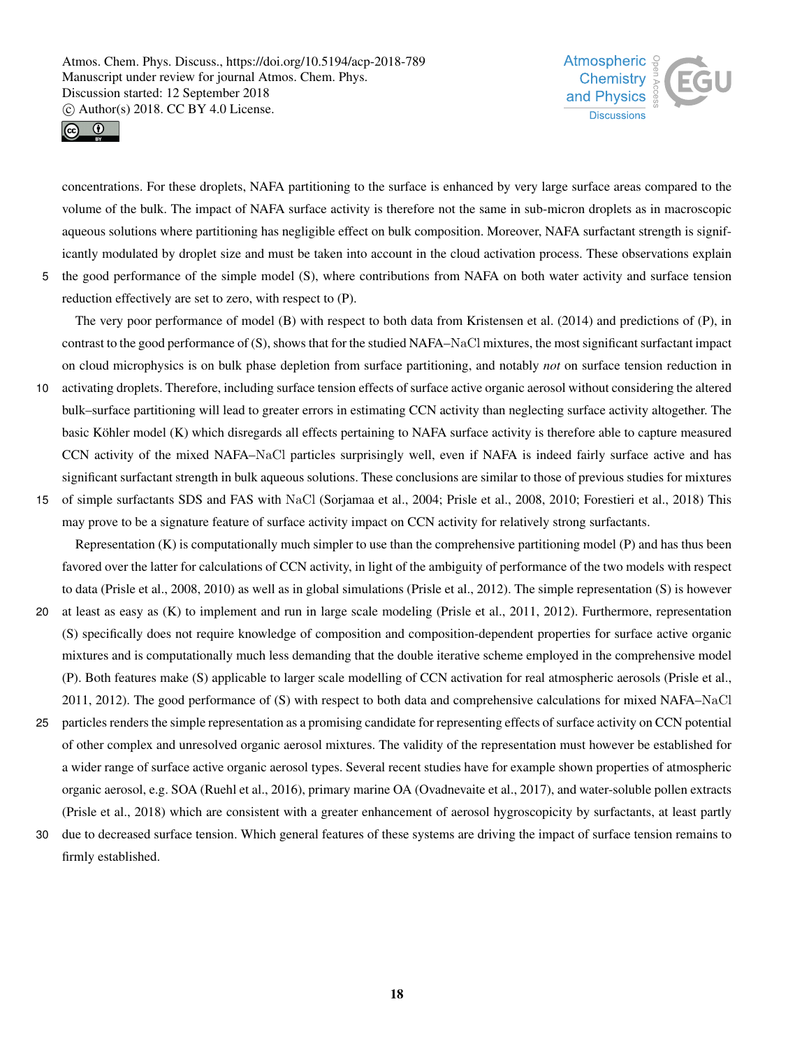concentrations. For these droplets, NAFA partitioning to the surface is enhanced by very large surface areas compared to the volume of the bulk. The impact of NAFA surface activity is therefore not the same in sub-micron droplets as in macroscopic aqueous solutions where partitioning has negligible effect on bulk composition. Moreover, NAFA surfactant strength is significantly modulated by droplet size and must be taken into account in the cloud activation process. These observations explain the good performance of the simple model (S), where contributions from NAFA on both water activity and surface tension reduction effectively are set to zero, with respect to (P).

The very poor performance of model (B) with respect to both data from Kristensen et al. (2014) and predictions of (P), in contrast to the good performance of (S), shows that for the studied NAFA–$NaCl$ mixtures, the most significant surfactant impact on cloud microphysics is on bulk phase depletion from surface partitioning, and notably *not* on surface tension reduction in activating droplets. Therefore, including surface tension effects of surface active organic aerosol without considering the altered bulk–surface partitioning will lead to greater errors in estimating CCN activity than neglecting surface activity altogether. The basic Köhler model (K) which disregards all effects pertaining to NAFA surface activity is therefore able to capture measured CCN activity of the mixed NAFA–$NaCl$ particles surprisingly well, even if NAFA is indeed fairly surface active and has significant surfactant strength in bulk aqueous solutions. These conclusions are similar to those of previous studies for mixtures of simple surfactants SDS and FAS with $NaCl$ (Sorjamaa et al., 2004; Prisle et al., 2008, 2010; Forestieri et al., 2018) This may prove to be a signature feature of surface activity impact on CCN activity for relatively strong surfactants.

Representation (K) is computationally much simpler to use than the comprehensive partitioning model (P) and has thus been favored over the latter for calculations of CCN activity, in light of the ambiguity of performance of the two models with respect to data (Prisle et al., 2008, 2010) as well as in global simulations (Prisle et al., 2012). The simple representation (S) is however at least as easy as (K) to implement and run in large scale modeling (Prisle et al., 2011, 2012). Furthermore, representation (S) specifically does not require knowledge of composition and composition-dependent properties for surface active organic mixtures and is computationally much less demanding that the double iterative scheme employed in the comprehensive model (P). Both features make (S) applicable to larger scale modelling of CCN activation for real atmospheric aerosols (Prisle et al., 2011, 2012). The good performance of (S) with respect to both data and comprehensive calculations for mixed NAFA–$NaCl$ particles renders the simple representation as a promising candidate for representing effects of surface activity on CCN potential of other complex and unresolved organic aerosol mixtures. The validity of the representation must however be established for a wider range of surface active organic aerosol types. Several recent studies have for example shown properties of atmospheric organic aerosol, e.g. SOA (Ruehl et al., 2016), primary marine OA (Ovadnevaite et al., 2017), and water-soluble pollen extracts (Prisle et al., 2018) which are consistent with a greater enhancement of aerosol hygroscopicity by surfactants, at least partly due to decreased surface tension. Which general features of these systems are driving the impact of surface tension remains to firmly established.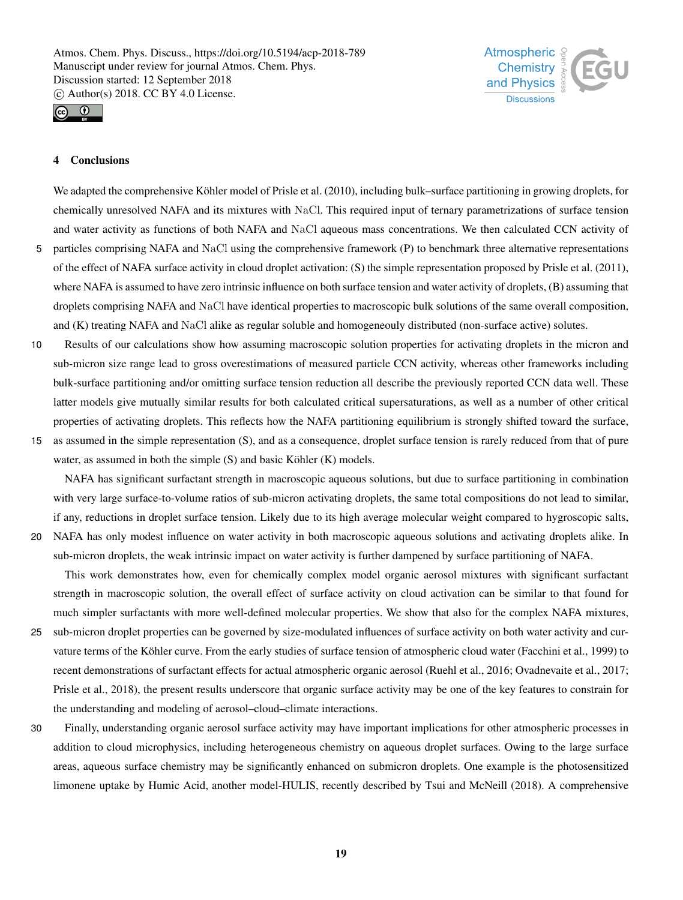## 4 Conclusions

We adapted the comprehensive Köhler model of Prisle et al. (2010), including bulk–surface partitioning in growing droplets, for chemically unresolved NAFA and its mixtures with NaCl. This required input of ternary parametrizations of surface tension and water activity as functions of both NAFA and NaCl aqueous mass concentrations. We then calculated CCN activity of particles comprising NAFA and NaCl using the comprehensive framework (P) to benchmark three alternative representations of the effect of NAFA surface activity in cloud droplet activation: (S) the simple representation proposed by Prisle et al. (2011), where NAFA is assumed to have zero intrinsic influence on both surface tension and water activity of droplets, (B) assuming that droplets comprising NAFA and NaCl have identical properties to macroscopic bulk solutions of the same overall composition, and (K) treating NAFA and NaCl alike as regular soluble and homogeneouly distributed (non-surface active) solutes.

Results of our calculations show how assuming macroscopic solution properties for activating droplets in the micron and sub-micron size range lead to gross overestimations of measured particle CCN activity, whereas other frameworks including bulk-surface partitioning and/or omitting surface tension reduction all describe the previously reported CCN data well. These latter models give mutually similar results for both calculated critical supersaturations, as well as a number of other critical properties of activating droplets. This reflects how the NAFA partitioning equilibrium is strongly shifted toward the surface, as assumed in the simple representation (S), and as a consequence, droplet surface tension is rarely reduced from that of pure water, as assumed in both the simple (S) and basic Köhler (K) models.

NAFA has significant surfactant strength in macroscopic aqueous solutions, but due to surface partitioning in combination with very large surface-to-volume ratios of sub-micron activating droplets, the same total compositions do not lead to similar, if any, reductions in droplet surface tension. Likely due to its high average molecular weight compared to hygroscopic salts, NAFA has only modest influence on water activity in both macroscopic aqueous solutions and activating droplets alike. In sub-micron droplets, the weak intrinsic impact on water activity is further dampened by surface partitioning of NAFA.

This work demonstrates how, even for chemically complex model organic aerosol mixtures with significant surfactant strength in macroscopic solution, the overall effect of surface activity on cloud activation can be similar to that found for much simpler surfactants with more well-defined molecular properties. We show that also for the complex NAFA mixtures, sub-micron droplet properties can be governed by size-modulated influences of surface activity on both water activity and curvature terms of the Köhler curve. From the early studies of surface tension of atmospheric cloud water (Facchini et al., 1999) to recent demonstrations of surfactant effects for actual atmospheric organic aerosol (Ruehl et al., 2016; Ovadnevaite et al., 2017; Prisle et al., 2018), the present results underscore that organic surface activity may be one of the key features to constrain for the understanding and modeling of aerosol–cloud–climate interactions.

Finally, understanding organic aerosol surface activity may have important implications for other atmospheric processes in addition to cloud microphysics, including heterogeneous chemistry on aqueous droplet surfaces. Owing to the large surface areas, aqueous surface chemistry may be significantly enhanced on submicron droplets. One example is the photosensitized limonene uptake by Humic Acid, another model-HULIS, recently described by Tsui and McNeill (2018). A comprehensive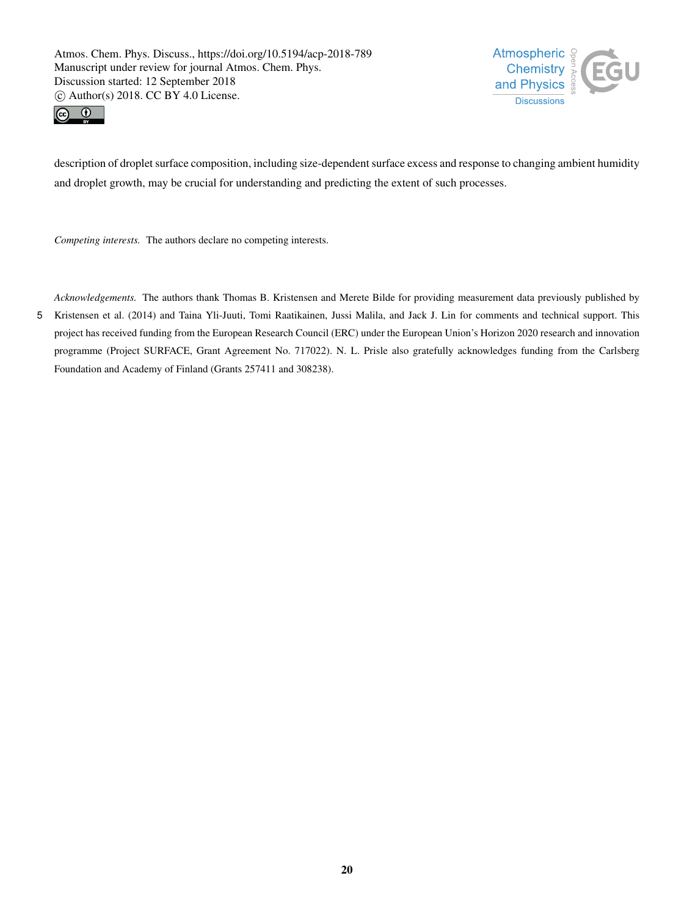description of droplet surface composition, including size-dependent surface excess and response to changing ambient humidity and droplet growth, may be crucial for understanding and predicting the extent of such processes.

*Competing interests.* The authors declare no competing interests.

*Acknowledgements.* The authors thank Thomas B. Kristensen and Merete Bilde for providing measurement data previously published by Kristensen et al. (2014) and Taina Yli-Juuti, Tomi Raatikainen, Jussi Malila, and Jack J. Lin for comments and technical support. This project has received funding from the European Research Council (ERC) under the European Union's Horizon 2020 research and innovation programme (Project SURFACE, Grant Agreement No. 717022). N. L. Prisle also gratefully acknowledges funding from the Carlsberg Foundation and Academy of Finland (Grants 257411 and 308238).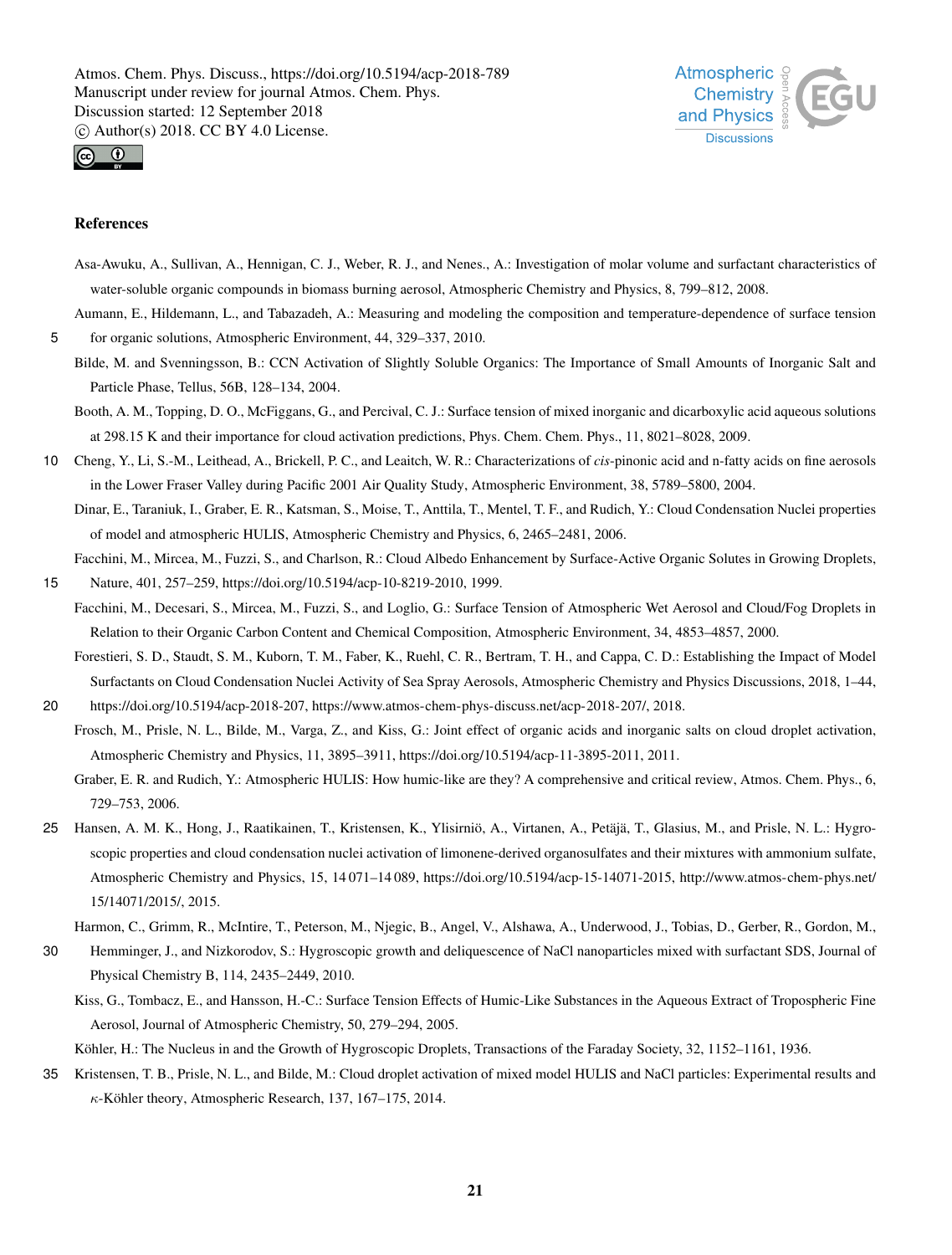## References

Asa-Awuku, A., Sullivan, A., Hennigan, C. J., Weber, R. J., and Nenes., A.: Investigation of molar volume and surfactant characteristics of water-soluble organic compounds in biomass burning aerosol, Atmospheric Chemistry and Physics, 8, 799–812, 2008.

Aumann, E., Hildemann, L., and Tabazadeh, A.: Measuring and modeling the composition and temperature-dependence of surface tension for organic solutions, Atmospheric Environment, 44, 329–337, 2010.

Bilde, M. and Svenningsson, B.: CCN Activation of Slightly Soluble Organics: The Importance of Small Amounts of Inorganic Salt and Particle Phase, Tellus, 56B, 128–134, 2004.

Booth, A. M., Topping, D. O., McFiggans, G., and Percival, C. J.: Surface tension of mixed inorganic and dicarboxylic acid aqueous solutions at 298.15 K and their importance for cloud activation predictions, Phys. Chem. Chem. Phys., 11, 8021–8028, 2009.

Cheng, Y., Li, S.-M., Leithead, A., Brickell, P. C., and Leaitch, W. R.: Characterizations of *cis*-pinonic acid and n-fatty acids on fine aerosols in the Lower Fraser Valley during Pacific 2001 Air Quality Study, Atmospheric Environment, 38, 5789–5800, 2004.

Dinar, E., Taraniuk, I., Graber, E. R., Katsman, S., Moise, T., Anttila, T., Mentel, T. F., and Rudich, Y.: Cloud Condensation Nuclei properties of model and atmospheric HULIS, Atmospheric Chemistry and Physics, 6, 2465–2481, 2006.

Facchini, M., Mircea, M., Fuzzi, S., and Charlson, R.: Cloud Albedo Enhancement by Surface-Active Organic Solutes in Growing Droplets, Nature, 401, 257–259, https://doi.org/10.5194/acp-10-8219-2010, 1999.

Facchini, M., Decesari, S., Mircea, M., Fuzzi, S., and Loglio, G.: Surface Tension of Atmospheric Wet Aerosol and Cloud/Fog Droplets in Relation to their Organic Carbon Content and Chemical Composition, Atmospheric Environment, 34, 4853–4857, 2000.

Forestieri, S. D., Staudt, S. M., Kuborn, T. M., Faber, K., Ruehl, C. R., Bertram, T. H., and Cappa, C. D.: Establishing the Impact of Model Surfactants on Cloud Condensation Nuclei Activity of Sea Spray Aerosols, Atmospheric Chemistry and Physics Discussions, 2018, 1–44, https://doi.org/10.5194/acp-2018-207, https://www.atmos-chem-phys-discuss.net/acp-2018-207/, 2018.

Frosch, M., Prisle, N. L., Bilde, M., Varga, Z., and Kiss, G.: Joint effect of organic acids and inorganic salts on cloud droplet activation, Atmospheric Chemistry and Physics, 11, 3895–3911, https://doi.org/10.5194/acp-11-3895-2011, 2011.

Graber, E. R. and Rudich, Y.: Atmospheric HULIS: How humic-like are they? A comprehensive and critical review, Atmos. Chem. Phys., 6, 729–753, 2006.

Hansen, A. M. K., Hong, J., Raatikainen, T., Kristensen, K., Ylisirniö, A., Virtanen, A., Petäjä, T., Glasius, M., and Prisle, N. L.: Hygroscopic properties and cloud condensation nuclei activation of limonene-derived organosulfates and their mixtures with ammonium sulfate, Atmospheric Chemistry and Physics, 15, 14 071–14 089, https://doi.org/10.5194/acp-15-14071-2015, http://www.atmos-chem-phys.net/15/14071/2015/, 2015.

Harmon, C., Grimm, R., McIntire, T., Peterson, M., Njegic, B., Angel, V., Alshawa, A., Underwood, J., Tobias, D., Gerber, R., Gordon, M., Hemminger, J., and Nizkorodov, S.: Hygroscopic growth and deliquescence of NaCl nanoparticles mixed with surfactant SDS, Journal of Physical Chemistry B, 114, 2435–2449, 2010.

Kiss, G., Tombacz, E., and Hansson, H.-C.: Surface Tension Effects of Humic-Like Substances in the Aqueous Extract of Tropospheric Fine Aerosol, Journal of Atmospheric Chemistry, 50, 279–294, 2005.

Köhler, H.: The Nucleus in and the Growth of Hygroscopic Droplets, Transactions of the Faraday Society, 32, 1152–1161, 1936.

Kristensen, T. B., Prisle, N. L., and Bilde, M.: Cloud droplet activation of mixed model HULIS and NaCl particles: Experimental results and $\kappa$-Köhler theory, Atmospheric Research, 137, 167–175, 2014.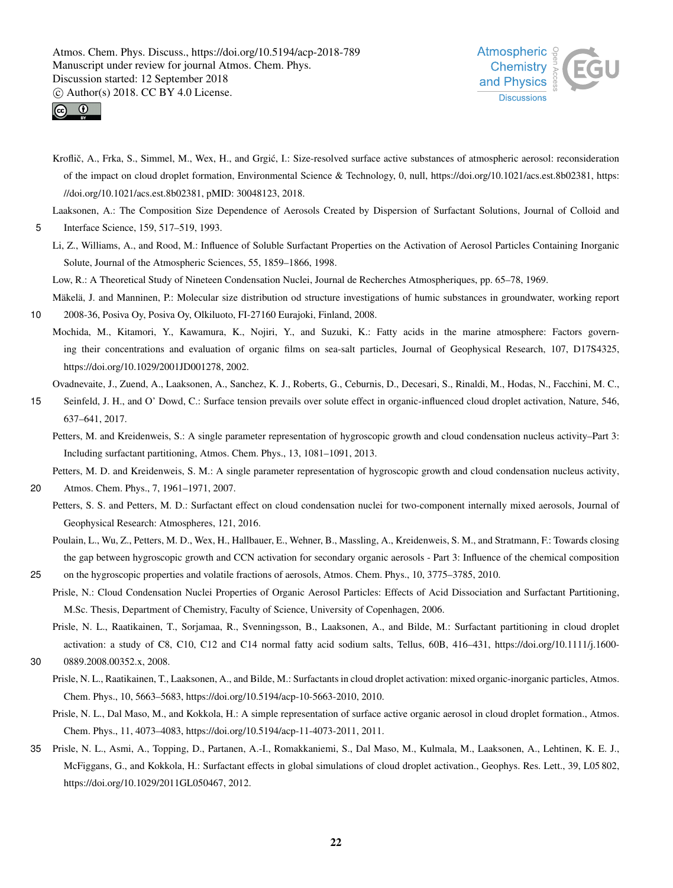Kroflič, A., Frka, S., Simmel, M., Wex, H., and Grgić, I.: Size-resolved surface active substances of atmospheric aerosol: reconsideration of the impact on cloud droplet formation, Environmental Science & Technology, 0, null, https://doi.org/10.1021/acs.est.8b02381, https://doi.org/10.1021/acs.est.8b02381, pMID: 30048123, 2018.

Laaksonen, A.: The Composition Size Dependence of Aerosols Created by Dispersion of Surfactant Solutions, Journal of Colloid and Interface Science, 159, 517–519, 1993.

Li, Z., Williams, A., and Rood, M.: Influence of Soluble Surfactant Properties on the Activation of Aerosol Particles Containing Inorganic Solute, Journal of the Atmospheric Sciences, 55, 1859–1866, 1998.

Low, R.: A Theoretical Study of Nineteen Condensation Nuclei, Journal de Recherches Atmospheriques, pp. 65–78, 1969.

Mäkelä, J. and Manninen, P.: Molecular size distribution od structure investigations of humic substances in groundwater, working report 2008-36, Posiva Oy, Posiva Oy, Olkiluoto, FI-27160 Eurajoki, Finland, 2008.

Mochida, M., Kitamori, Y., Kawamura, K., Nojiri, Y., and Suzuki, K.: Fatty acids in the marine atmosphere: Factors governing their concentrations and evaluation of organic films on sea-salt particles, Journal of Geophysical Research, 107, D17S4325, https://doi.org/10.1029/2001JD001278, 2002.

Ovadnevaite, J., Zuend, A., Laaksonen, A., Sanchez, K. J., Roberts, G., Ceburnis, D., Decesari, S., Rinaldi, M., Hodas, N., Facchini, M. C., Seinfeld, J. H., and O' Dowd, C.: Surface tension prevails over solute effect in organic-influenced cloud droplet activation, Nature, 546, 637–641, 2017.

Petters, M. and Kreidenweis, S.: A single parameter representation of hygroscopic growth and cloud condensation nucleus activity–Part 3: Including surfactant partitioning, Atmos. Chem. Phys., 13, 1081–1091, 2013.

Petters, M. D. and Kreidenweis, S. M.: A single parameter representation of hygroscopic growth and cloud condensation nucleus activity, Atmos. Chem. Phys., 7, 1961–1971, 2007.

Petters, S. S. and Petters, M. D.: Surfactant effect on cloud condensation nuclei for two-component internally mixed aerosols, Journal of Geophysical Research: Atmospheres, 121, 2016.

Poulain, L., Wu, Z., Petters, M. D., Wex, H., Hallbauer, E., Wehner, B., Massling, A., Kreidenweis, S. M., and Stratmann, F.: Towards closing the gap between hygroscopic growth and CCN activation for secondary organic aerosols - Part 3: Influence of the chemical composition on the hygroscopic properties and volatile fractions of aerosols, Atmos. Chem. Phys., 10, 3775–3785, 2010.

Prisle, N.: Cloud Condensation Nuclei Properties of Organic Aerosol Particles: Effects of Acid Dissociation and Surfactant Partitioning, M.Sc. Thesis, Department of Chemistry, Faculty of Science, University of Copenhagen, 2006.

Prisle, N. L., Raatikainen, T., Sorjamaa, R., Svenningsson, B., Laaksonen, A., and Bilde, M.: Surfactant partitioning in cloud droplet activation: a study of C8, C10, C12 and C14 normal fatty acid sodium salts, Tellus, 60B, 416–431, https://doi.org/10.1111/j.1600-0889.2008.00352.x, 2008.

Prisle, N. L., Raatikainen, T., Laaksonen, A., and Bilde, M.: Surfactants in cloud droplet activation: mixed organic-inorganic particles, Atmos. Chem. Phys., 10, 5663–5683, https://doi.org/10.5194/acp-10-5663-2010, 2010.

Prisle, N. L., Dal Maso, M., and Kokkola, H.: A simple representation of surface active organic aerosol in cloud droplet formation., Atmos. Chem. Phys., 11, 4073–4083, https://doi.org/10.5194/acp-11-4073-2011, 2011.

Prisle, N. L., Asmi, A., Topping, D., Partanen, A.-I., Romakkaniemi, S., Dal Maso, M., Kulmala, M., Laaksonen, A., Lehtinen, K. E. J., McFiggans, G., and Kokkola, H.: Surfactant effects in global simulations of cloud droplet activation., Geophys. Res. Lett., 39, L05 802, https://doi.org/10.1029/2011GL050467, 2012.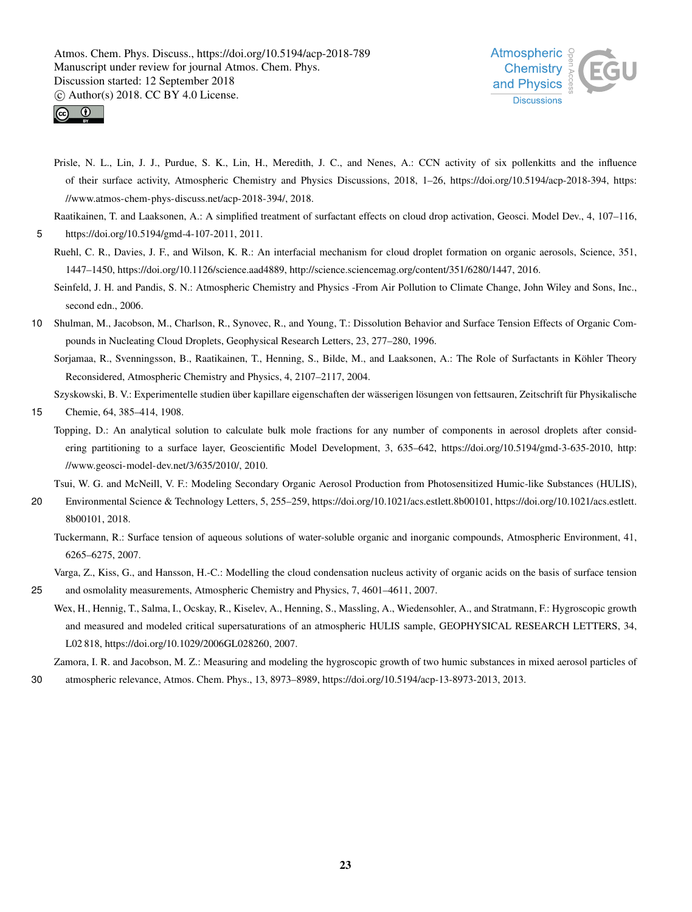Prisle, N. L., Lin, J. J., Purdue, S. K., Lin, H., Meredith, J. C., and Nenes, A.: CCN activity of six pollenkitts and the influence of their surface activity, Atmospheric Chemistry and Physics Discussions, 2018, 1–26, https://doi.org/10.5194/acp-2018-394, https://www.atmos-chem-phys-discuss.net/acp-2018-394/, 2018.

Raatikainen, T. and Laaksonen, A.: A simplified treatment of surfactant effects on cloud drop activation, Geosci. Model Dev., 4, 107–116, https://doi.org/10.5194/gmd-4-107-2011, 2011.

Ruehl, C. R., Davies, J. F., and Wilson, K. R.: An interfacial mechanism for cloud droplet formation on organic aerosols, Science, 351, 1447–1450, https://doi.org/10.1126/science.aad4889, http://science.sciencemag.org/content/351/6280/1447, 2016.

Seinfeld, J. H. and Pandis, S. N.: Atmospheric Chemistry and Physics -From Air Pollution to Climate Change, John Wiley and Sons, Inc., second edn., 2006.

Shulman, M., Jacobson, M., Charlson, R., Synovec, R., and Young, T.: Dissolution Behavior and Surface Tension Effects of Organic Compounds in Nucleating Cloud Droplets, Geophysical Research Letters, 23, 277–280, 1996.

Sorjamaa, R., Svenningsson, B., Raatikainen, T., Henning, S., Bilde, M., and Laaksonen, A.: The Role of Surfactants in Köhler Theory Reconsidered, Atmospheric Chemistry and Physics, 4, 2107–2117, 2004.

Szyskowski, B. V.: Experimentelle studien über kapillare eigenschaften der wässerigen lösungen von fettsauren, Zeitschrift für Physikalische Chemie, 64, 385–414, 1908.

Topping, D.: An analytical solution to calculate bulk mole fractions for any number of components in aerosol droplets after considering partitioning to a surface layer, Geoscientific Model Development, 3, 635–642, https://doi.org/10.5194/gmd-3-635-2010, http://www.geosci-model-dev.net/3/635/2010/, 2010.

Tsui, W. G. and McNeill, V. F.: Modeling Secondary Organic Aerosol Production from Photosensitized Humic-like Substances (HULIS), Environmental Science & Technology Letters, 5, 255–259, https://doi.org/10.1021/acs.estlett.8b00101, https://doi.org/10.1021/acs.estlett.8b00101, 2018.

Tuckermann, R.: Surface tension of aqueous solutions of water-soluble organic and inorganic compounds, Atmospheric Environment, 41, 6265–6275, 2007.

Varga, Z., Kiss, G., and Hansson, H.-C.: Modelling the cloud condensation nucleus activity of organic acids on the basis of surface tension and osmolality measurements, Atmospheric Chemistry and Physics, 7, 4601–4611, 2007.

Wex, H., Hennig, T., Salma, I., Ocskay, R., Kiselev, A., Henning, S., Massling, A., Wiedensohler, A., and Stratmann, F.: Hygroscopic growth and measured and modeled critical supersaturations of an atmospheric HULIS sample, GEOPHYSICAL RESEARCH LETTERS, 34, L02 818, https://doi.org/10.1029/2006GL028260, 2007.

Zamora, I. R. and Jacobson, M. Z.: Measuring and modeling the hygroscopic growth of two humic substances in mixed aerosol particles of atmospheric relevance, Atmos. Chem. Phys., 13, 8973–8989, https://doi.org/10.5194/acp-13-8973-2013, 2013.